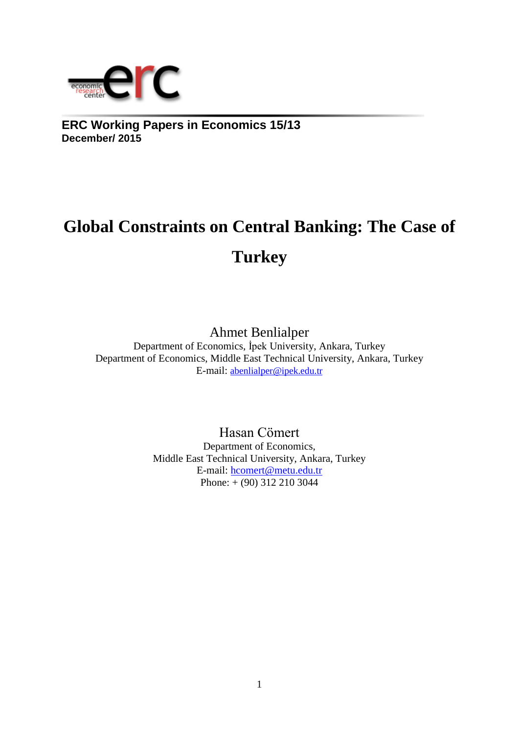**ERC Working Papers in Economics 15/13**
**December/ 2015**

# Global Constraints on Central Banking: The Case of Turkey

Ahmet Benlialper
Department of Economics, İpek University, Ankara, Turkey
Department of Economics, Middle East Technical University, Ankara, Turkey
E-mail: abenlialper@ipek.edu.tr

Hasan Cömert
Department of Economics,
Middle East Technical University, Ankara, Turkey
E-mail: hcomert@metu.edu.tr
Phone: + (90) 312 210 3044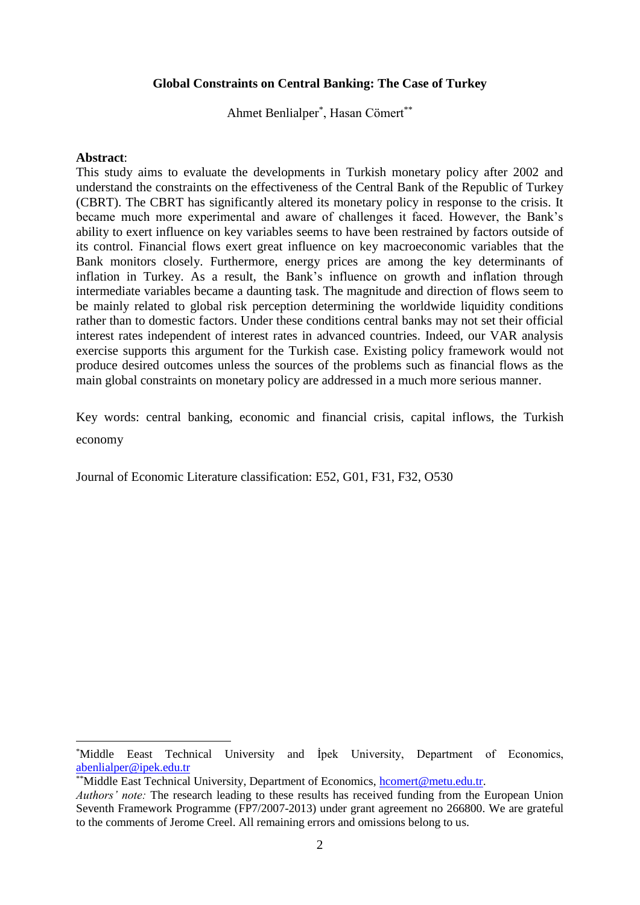**Global Constraints on Central Banking: The Case of Turkey**

Ahmet Benlialper[*], Hasan Cömert[**]

**Abstract**:
This study aims to evaluate the developments in Turkish monetary policy after 2002 and understand the constraints on the effectiveness of the Central Bank of the Republic of Turkey (CBRT). The CBRT has significantly altered its monetary policy in response to the crisis. It became much more experimental and aware of challenges it faced. However, the Bank's ability to exert influence on key variables seems to have been restrained by factors outside of its control. Financial flows exert great influence on key macroeconomic variables that the Bank monitors closely. Furthermore, energy prices are among the key determinants of inflation in Turkey. As a result, the Bank's influence on growth and inflation through intermediate variables became a daunting task. The magnitude and direction of flows seem to be mainly related to global risk perception determining the worldwide liquidity conditions rather than to domestic factors. Under these conditions central banks may not set their official interest rates independent of interest rates in advanced countries. Indeed, our VAR analysis exercise supports this argument for the Turkish case. Existing policy framework would not produce desired outcomes unless the sources of the problems such as financial flows as the main global constraints on monetary policy are addressed in a much more serious manner.

Key words: central banking, economic and financial crisis, capital inflows, the Turkish economy

Journal of Economic Literature classification: E52, G01, F31, F32, O530

---

[*] Middle Eeast Technical University and İpek University, Department of Economics, abenlialper@ipek.edu.tr

[**] Middle East Technical University, Department of Economics, hcomert@metu.edu.tr.

*Authors' note:* The research leading to these results has received funding from the European Union Seventh Framework Programme (FP7/2007-2013) under grant agreement no 266800. We are grateful to the comments of Jerome Creel. All remaining errors and omissions belong to us.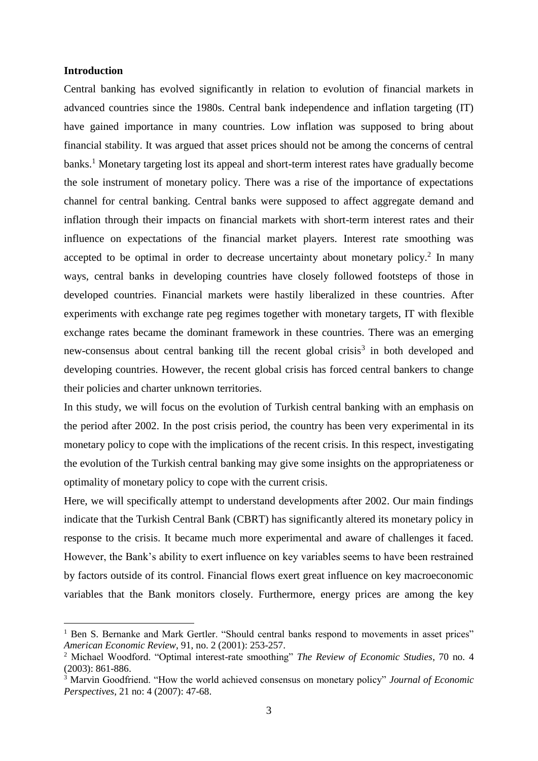## Introduction

Central banking has evolved significantly in relation to evolution of financial markets in advanced countries since the 1980s. Central bank independence and inflation targeting (IT) have gained importance in many countries. Low inflation was supposed to bring about financial stability. It was argued that asset prices should not be among the concerns of central banks.[1] Monetary targeting lost its appeal and short-term interest rates have gradually become the sole instrument of monetary policy. There was a rise of the importance of expectations channel for central banking. Central banks were supposed to affect aggregate demand and inflation through their impacts on financial markets with short-term interest rates and their influence on expectations of the financial market players. Interest rate smoothing was accepted to be optimal in order to decrease uncertainty about monetary policy.[2] In many ways, central banks in developing countries have closely followed footsteps of those in developed countries. Financial markets were hastily liberalized in these countries. After experiments with exchange rate peg regimes together with monetary targets, IT with flexible exchange rates became the dominant framework in these countries. There was an emerging new-consensus about central banking till the recent global crisis[3] in both developed and developing countries. However, the recent global crisis has forced central bankers to change their policies and charter unknown territories.

In this study, we will focus on the evolution of Turkish central banking with an emphasis on the period after 2002. In the post crisis period, the country has been very experimental in its monetary policy to cope with the implications of the recent crisis. In this respect, investigating the evolution of the Turkish central banking may give some insights on the appropriateness or optimality of monetary policy to cope with the current crisis.

Here, we will specifically attempt to understand developments after 2002. Our main findings indicate that the Turkish Central Bank (CBRT) has significantly altered its monetary policy in response to the crisis. It became much more experimental and aware of challenges it faced. However, the Bank's ability to exert influence on key variables seems to have been restrained by factors outside of its control. Financial flows exert great influence on key macroeconomic variables that the Bank monitors closely. Furthermore, energy prices are among the key

---

[1] Ben S. Bernanke and Mark Gertler. "Should central banks respond to movements in asset prices" *American Economic Review*, 91, no. 2 (2001): 253-257.

[2] Michael Woodford. "Optimal interest-rate smoothing" *The Review of Economic Studies*, 70 no. 4 (2003): 861-886.

[3] Marvin Goodfriend. "How the world achieved consensus on monetary policy" *Journal of Economic Perspectives*, 21 no: 4 (2007): 47-68.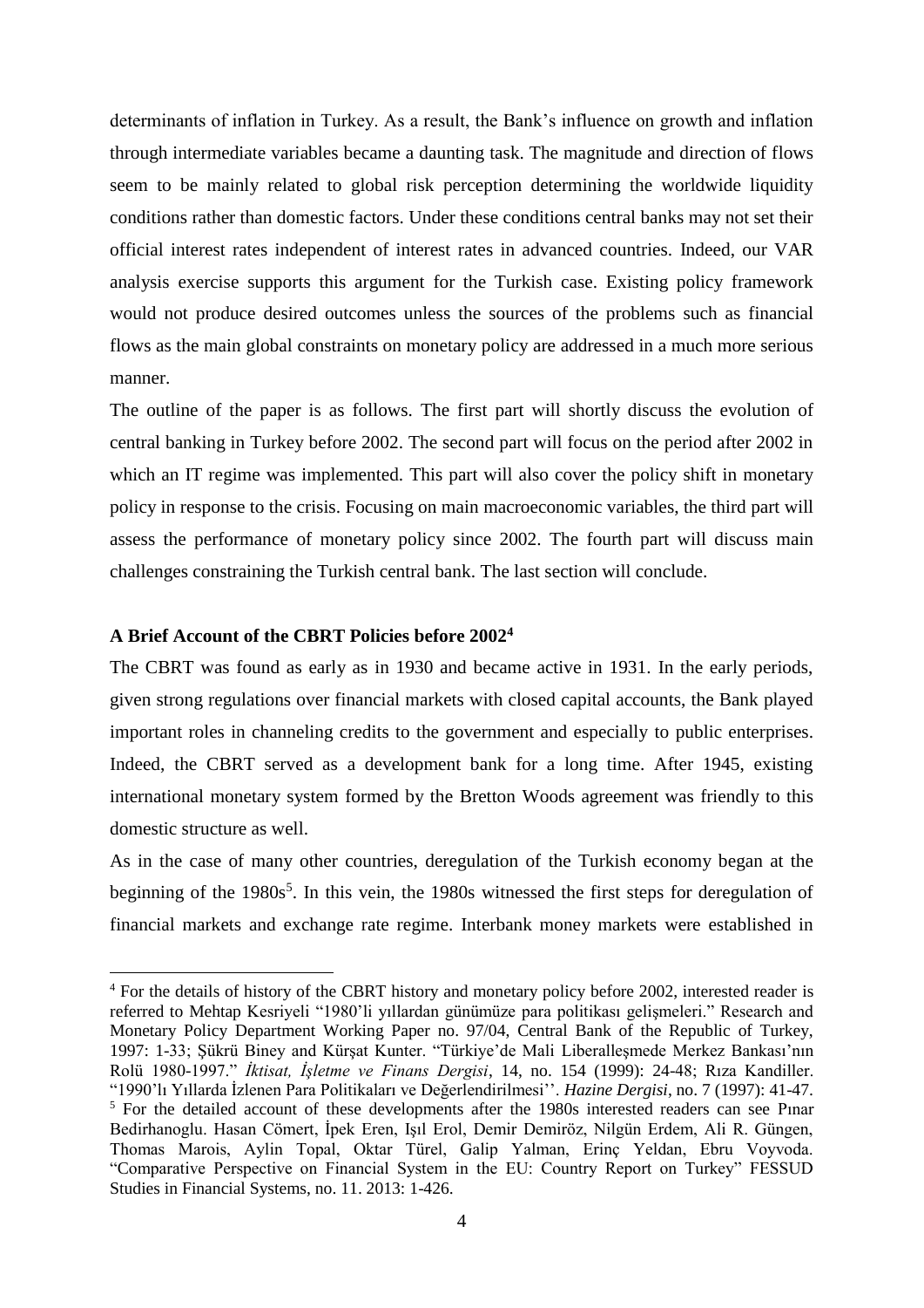determinants of inflation in Turkey. As a result, the Bank's influence on growth and inflation through intermediate variables became a daunting task. The magnitude and direction of flows seem to be mainly related to global risk perception determining the worldwide liquidity conditions rather than domestic factors. Under these conditions central banks may not set their official interest rates independent of interest rates in advanced countries. Indeed, our VAR analysis exercise supports this argument for the Turkish case. Existing policy framework would not produce desired outcomes unless the sources of the problems such as financial flows as the main global constraints on monetary policy are addressed in a much more serious manner.

The outline of the paper is as follows. The first part will shortly discuss the evolution of central banking in Turkey before 2002. The second part will focus on the period after 2002 in which an IT regime was implemented. This part will also cover the policy shift in monetary policy in response to the crisis. Focusing on main macroeconomic variables, the third part will assess the performance of monetary policy since 2002. The fourth part will discuss main challenges constraining the Turkish central bank. The last section will conclude.

## A Brief Account of the CBRT Policies before 2002[4]

The CBRT was found as early as in 1930 and became active in 1931. In the early periods, given strong regulations over financial markets with closed capital accounts, the Bank played important roles in channeling credits to the government and especially to public enterprises. Indeed, the CBRT served as a development bank for a long time. After 1945, existing international monetary system formed by the Bretton Woods agreement was friendly to this domestic structure as well.

As in the case of many other countries, deregulation of the Turkish economy began at the beginning of the 1980s[5]. In this vein, the 1980s witnessed the first steps for deregulation of financial markets and exchange rate regime. Interbank money markets were established in

---

[4] For the details of history of the CBRT history and monetary policy before 2002, interested reader is referred to Mehtap Kesriyeli "1980'li yıllardan günümüze para politikası gelişmeleri." Research and Monetary Policy Department Working Paper no. 97/04, Central Bank of the Republic of Turkey, 1997: 1-33; Şükrü Biney and Kürşat Kunter. "Türkiye'de Mali Liberalleşmede Merkez Bankası'nın Rolü 1980-1997." *İktisat, İşletme ve Finans Dergisi*, 14, no. 154 (1999): 24-48; Rıza Kandiller. "1990'lı Yıllarda İzlenen Para Politikaları ve Değerlendirilmesi''. *Hazine Dergisi*, no. 7 (1997): 41-47.

[5] For the detailed account of these developments after the 1980s interested readers can see Pınar Bedirhanoglu. Hasan Cömert, İpek Eren, Işıl Erol, Demir Demiröz, Nilgün Erdem, Ali R. Güngen, Thomas Marois, Aylin Topal, Oktar Türel, Galip Yalman, Erinç Yeldan, Ebru Voyvoda. "Comparative Perspective on Financial System in the EU: Country Report on Turkey" FESSUD Studies in Financial Systems, no. 11. 2013: 1-426.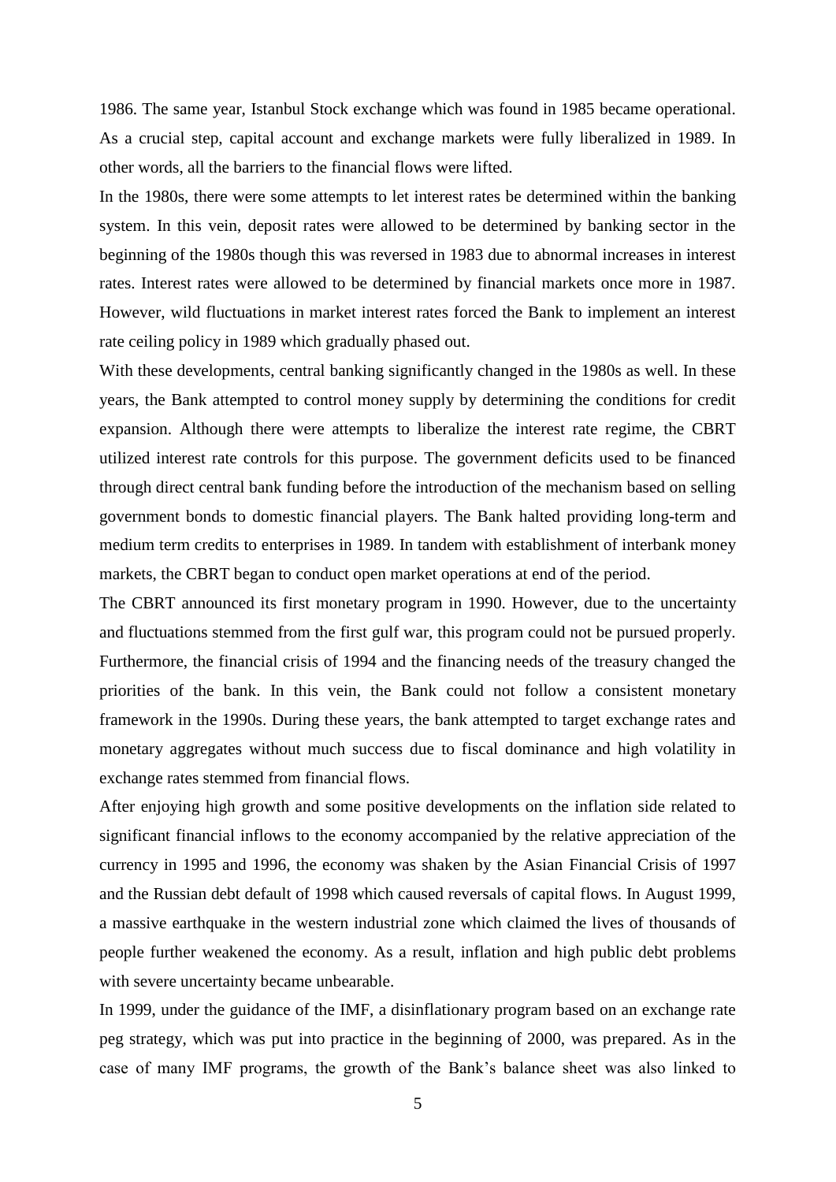1986. The same year, Istanbul Stock exchange which was found in 1985 became operational. As a crucial step, capital account and exchange markets were fully liberalized in 1989. In other words, all the barriers to the financial flows were lifted.

In the 1980s, there were some attempts to let interest rates be determined within the banking system. In this vein, deposit rates were allowed to be determined by banking sector in the beginning of the 1980s though this was reversed in 1983 due to abnormal increases in interest rates. Interest rates were allowed to be determined by financial markets once more in 1987. However, wild fluctuations in market interest rates forced the Bank to implement an interest rate ceiling policy in 1989 which gradually phased out.

With these developments, central banking significantly changed in the 1980s as well. In these years, the Bank attempted to control money supply by determining the conditions for credit expansion. Although there were attempts to liberalize the interest rate regime, the CBRT utilized interest rate controls for this purpose. The government deficits used to be financed through direct central bank funding before the introduction of the mechanism based on selling government bonds to domestic financial players. The Bank halted providing long-term and medium term credits to enterprises in 1989. In tandem with establishment of interbank money markets, the CBRT began to conduct open market operations at end of the period.

The CBRT announced its first monetary program in 1990. However, due to the uncertainty and fluctuations stemmed from the first gulf war, this program could not be pursued properly. Furthermore, the financial crisis of 1994 and the financing needs of the treasury changed the priorities of the bank. In this vein, the Bank could not follow a consistent monetary framework in the 1990s. During these years, the bank attempted to target exchange rates and monetary aggregates without much success due to fiscal dominance and high volatility in exchange rates stemmed from financial flows.

After enjoying high growth and some positive developments on the inflation side related to significant financial inflows to the economy accompanied by the relative appreciation of the currency in 1995 and 1996, the economy was shaken by the Asian Financial Crisis of 1997 and the Russian debt default of 1998 which caused reversals of capital flows. In August 1999, a massive earthquake in the western industrial zone which claimed the lives of thousands of people further weakened the economy. As a result, inflation and high public debt problems with severe uncertainty became unbearable.

In 1999, under the guidance of the IMF, a disinflationary program based on an exchange rate peg strategy, which was put into practice in the beginning of 2000, was prepared. As in the case of many IMF programs, the growth of the Bank's balance sheet was also linked to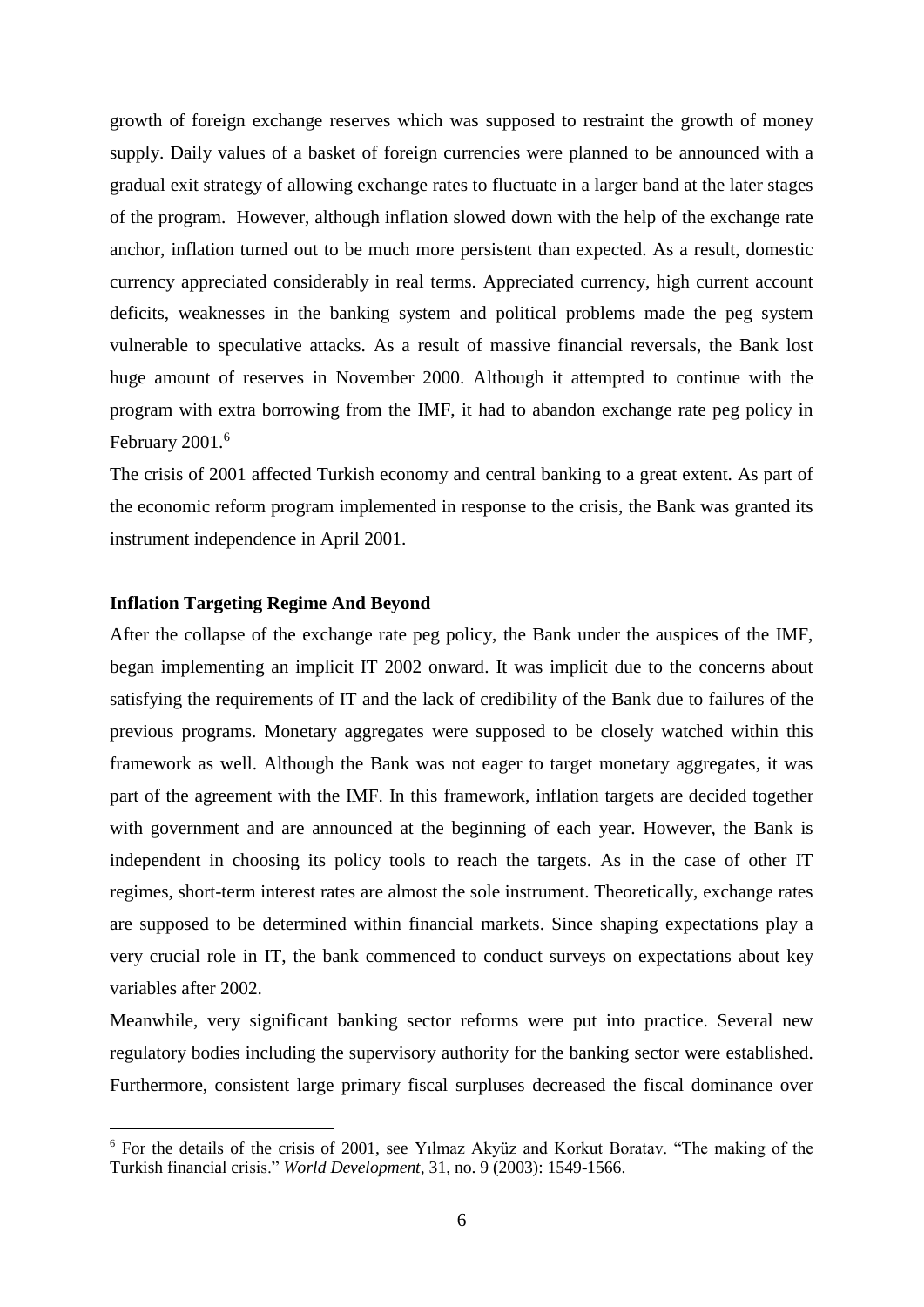growth of foreign exchange reserves which was supposed to restraint the growth of money supply. Daily values of a basket of foreign currencies were planned to be announced with a gradual exit strategy of allowing exchange rates to fluctuate in a larger band at the later stages of the program. However, although inflation slowed down with the help of the exchange rate anchor, inflation turned out to be much more persistent than expected. As a result, domestic currency appreciated considerably in real terms. Appreciated currency, high current account deficits, weaknesses in the banking system and political problems made the peg system vulnerable to speculative attacks. As a result of massive financial reversals, the Bank lost huge amount of reserves in November 2000. Although it attempted to continue with the program with extra borrowing from the IMF, it had to abandon exchange rate peg policy in February 2001.[6]

The crisis of 2001 affected Turkish economy and central banking to a great extent. As part of the economic reform program implemented in response to the crisis, the Bank was granted its instrument independence in April 2001.

**Inflation Targeting Regime And Beyond**

After the collapse of the exchange rate peg policy, the Bank under the auspices of the IMF, began implementing an implicit IT 2002 onward. It was implicit due to the concerns about satisfying the requirements of IT and the lack of credibility of the Bank due to failures of the previous programs. Monetary aggregates were supposed to be closely watched within this framework as well. Although the Bank was not eager to target monetary aggregates, it was part of the agreement with the IMF. In this framework, inflation targets are decided together with government and are announced at the beginning of each year. However, the Bank is independent in choosing its policy tools to reach the targets. As in the case of other IT regimes, short-term interest rates are almost the sole instrument. Theoretically, exchange rates are supposed to be determined within financial markets. Since shaping expectations play a very crucial role in IT, the bank commenced to conduct surveys on expectations about key variables after 2002.

Meanwhile, very significant banking sector reforms were put into practice. Several new regulatory bodies including the supervisory authority for the banking sector were established. Furthermore, consistent large primary fiscal surpluses decreased the fiscal dominance over

[6] For the details of the crisis of 2001, see Yılmaz Akyüz and Korkut Boratav. "The making of the Turkish financial crisis." *World Development*, 31, no. 9 (2003): 1549-1566.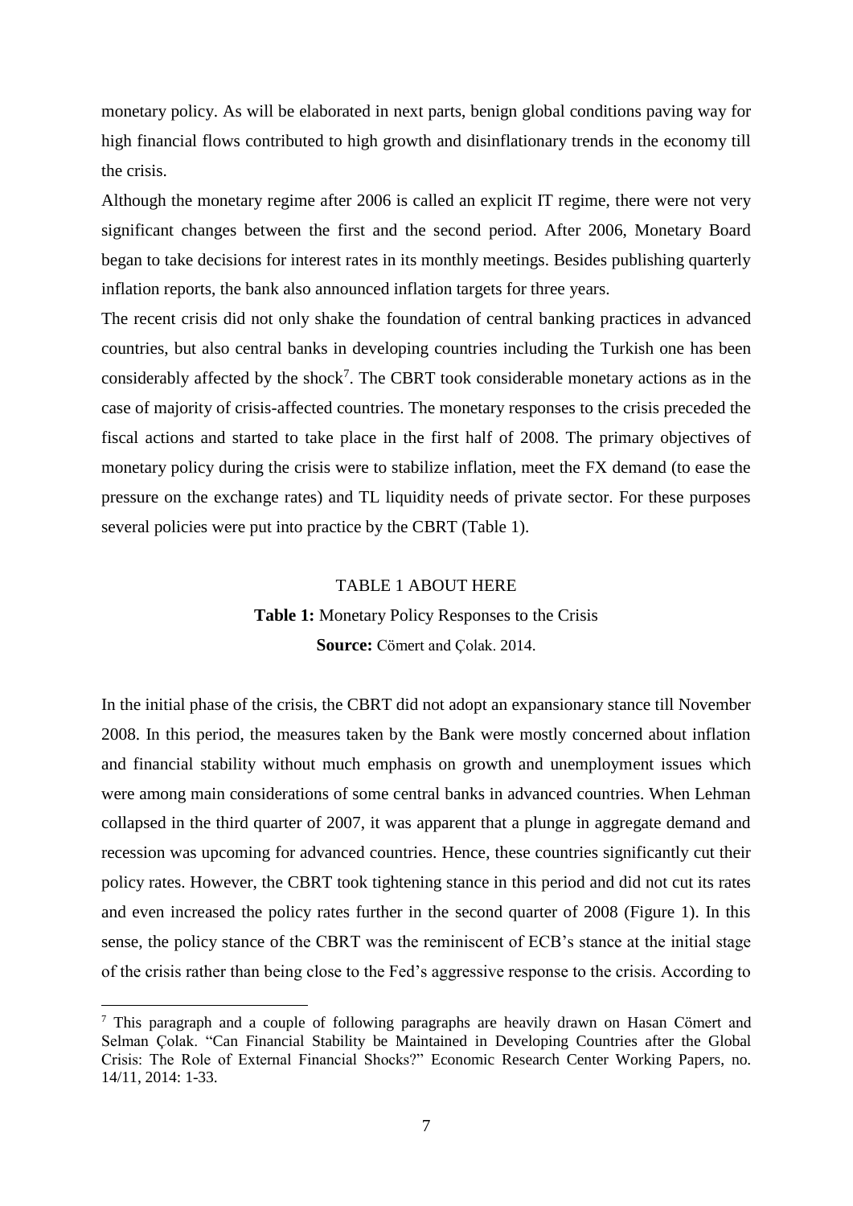monetary policy. As will be elaborated in next parts, benign global conditions paving way for high financial flows contributed to high growth and disinflationary trends in the economy till the crisis.

Although the monetary regime after 2006 is called an explicit IT regime, there were not very significant changes between the first and the second period. After 2006, Monetary Board began to take decisions for interest rates in its monthly meetings. Besides publishing quarterly inflation reports, the bank also announced inflation targets for three years.

The recent crisis did not only shake the foundation of central banking practices in advanced countries, but also central banks in developing countries including the Turkish one has been considerably affected by the shock[7]. The CBRT took considerable monetary actions as in the case of majority of crisis-affected countries. The monetary responses to the crisis preceded the fiscal actions and started to take place in the first half of 2008. The primary objectives of monetary policy during the crisis were to stabilize inflation, meet the FX demand (to ease the pressure on the exchange rates) and TL liquidity needs of private sector. For these purposes several policies were put into practice by the CBRT (Table 1).

TABLE 1 ABOUT HERE

**Table 1:** Monetary Policy Responses to the Crisis

**Source:** Cömert and Çolak. 2014.

In the initial phase of the crisis, the CBRT did not adopt an expansionary stance till November 2008. In this period, the measures taken by the Bank were mostly concerned about inflation and financial stability without much emphasis on growth and unemployment issues which were among main considerations of some central banks in advanced countries. When Lehman collapsed in the third quarter of 2007, it was apparent that a plunge in aggregate demand and recession was upcoming for advanced countries. Hence, these countries significantly cut their policy rates. However, the CBRT took tightening stance in this period and did not cut its rates and even increased the policy rates further in the second quarter of 2008 (Figure 1). In this sense, the policy stance of the CBRT was the reminiscent of ECB's stance at the initial stage of the crisis rather than being close to the Fed's aggressive response to the crisis. According to

[7] This paragraph and a couple of following paragraphs are heavily drawn on Hasan Cömert and Selman Çolak. "Can Financial Stability be Maintained in Developing Countries after the Global Crisis: The Role of External Financial Shocks?" Economic Research Center Working Papers, no. 14/11, 2014: 1-33.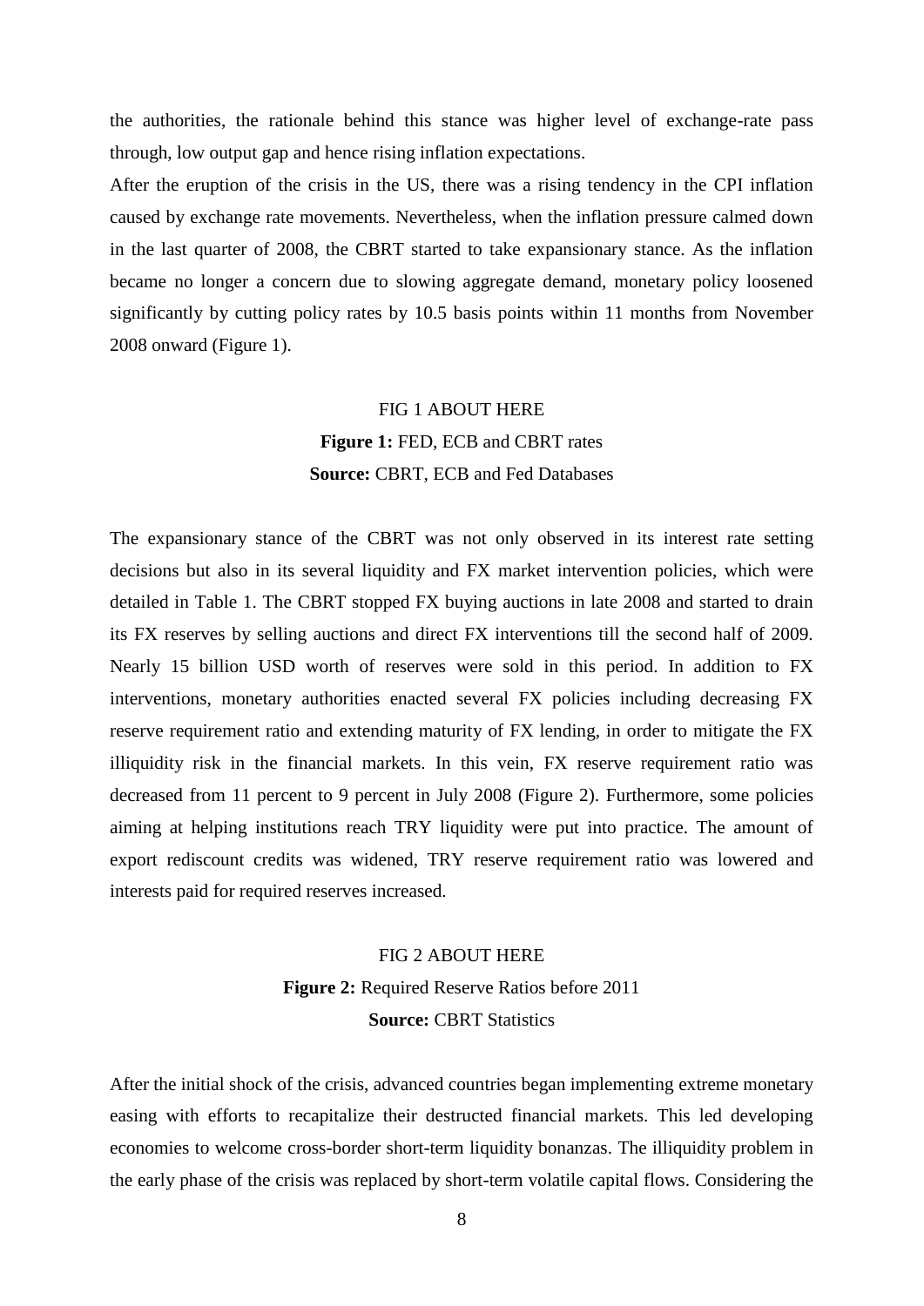the authorities, the rationale behind this stance was higher level of exchange-rate pass through, low output gap and hence rising inflation expectations.

After the eruption of the crisis in the US, there was a rising tendency in the CPI inflation caused by exchange rate movements. Nevertheless, when the inflation pressure calmed down in the last quarter of 2008, the CBRT started to take expansionary stance. As the inflation became no longer a concern due to slowing aggregate demand, monetary policy loosened significantly by cutting policy rates by 10.5 basis points within 11 months from November 2008 onward (Figure 1).

FIG 1 ABOUT HERE

**Figure 1:** FED, ECB and CBRT rates

**Source:** CBRT, ECB and Fed Databases

The expansionary stance of the CBRT was not only observed in its interest rate setting decisions but also in its several liquidity and FX market intervention policies, which were detailed in Table 1. The CBRT stopped FX buying auctions in late 2008 and started to drain its FX reserves by selling auctions and direct FX interventions till the second half of 2009. Nearly 15 billion USD worth of reserves were sold in this period. In addition to FX interventions, monetary authorities enacted several FX policies including decreasing FX reserve requirement ratio and extending maturity of FX lending, in order to mitigate the FX illiquidity risk in the financial markets. In this vein, FX reserve requirement ratio was decreased from 11 percent to 9 percent in July 2008 (Figure 2). Furthermore, some policies aiming at helping institutions reach TRY liquidity were put into practice. The amount of export rediscount credits was widened, TRY reserve requirement ratio was lowered and interests paid for required reserves increased.

FIG 2 ABOUT HERE

**Figure 2:** Required Reserve Ratios before 2011

**Source:** CBRT Statistics

After the initial shock of the crisis, advanced countries began implementing extreme monetary easing with efforts to recapitalize their destructed financial markets. This led developing economies to welcome cross-border short-term liquidity bonanzas. The illiquidity problem in the early phase of the crisis was replaced by short-term volatile capital flows. Considering the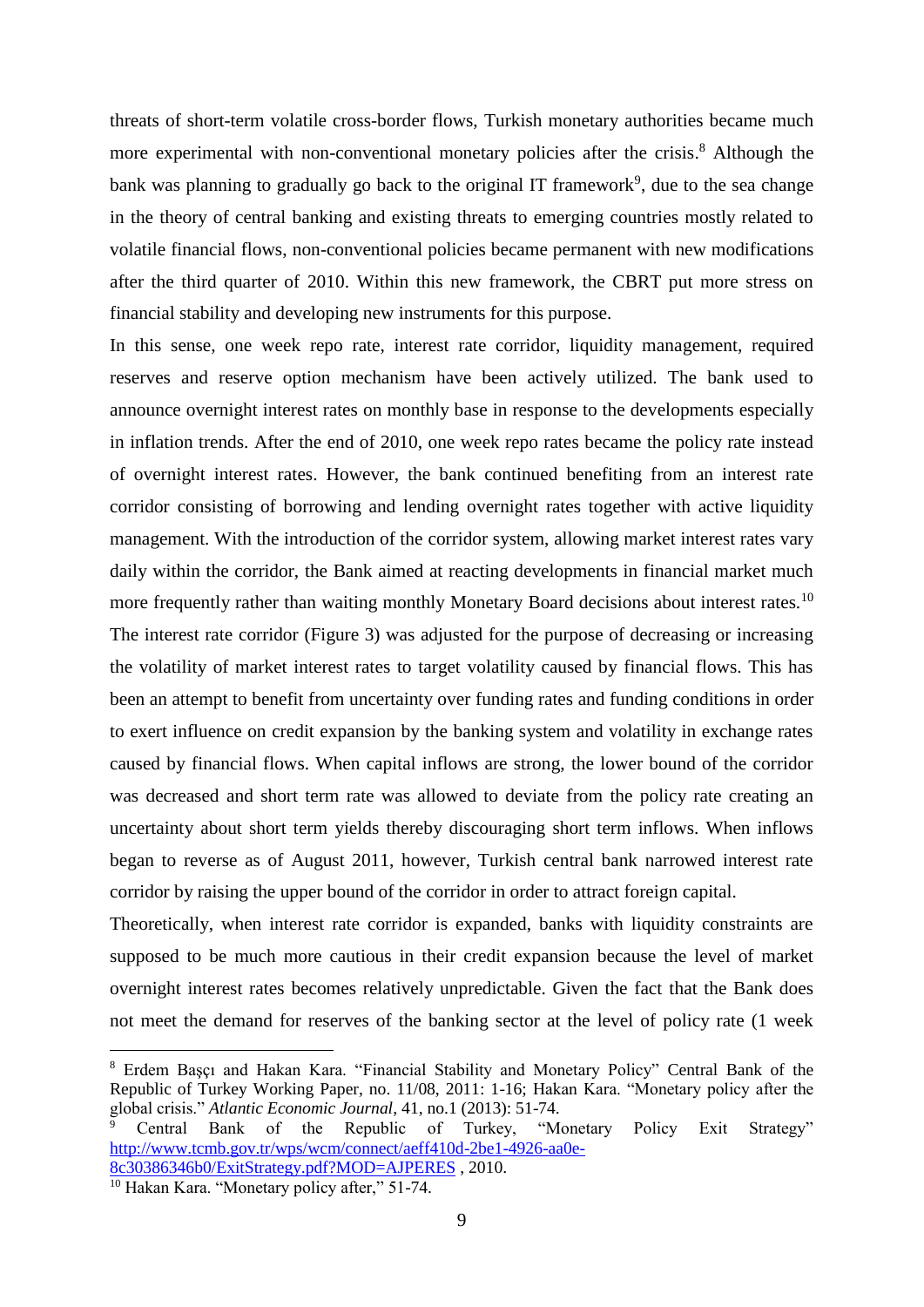threats of short-term volatile cross-border flows, Turkish monetary authorities became much more experimental with non-conventional monetary policies after the crisis.[8] Although the bank was planning to gradually go back to the original IT framework[9], due to the sea change in the theory of central banking and existing threats to emerging countries mostly related to volatile financial flows, non-conventional policies became permanent with new modifications after the third quarter of 2010. Within this new framework, the CBRT put more stress on financial stability and developing new instruments for this purpose.

In this sense, one week repo rate, interest rate corridor, liquidity management, required reserves and reserve option mechanism have been actively utilized. The bank used to announce overnight interest rates on monthly base in response to the developments especially in inflation trends. After the end of 2010, one week repo rates became the policy rate instead of overnight interest rates. However, the bank continued benefiting from an interest rate corridor consisting of borrowing and lending overnight rates together with active liquidity management. With the introduction of the corridor system, allowing market interest rates vary daily within the corridor, the Bank aimed at reacting developments in financial market much more frequently rather than waiting monthly Monetary Board decisions about interest rates.[10] The interest rate corridor (Figure 3) was adjusted for the purpose of decreasing or increasing the volatility of market interest rates to target volatility caused by financial flows. This has been an attempt to benefit from uncertainty over funding rates and funding conditions in order to exert influence on credit expansion by the banking system and volatility in exchange rates caused by financial flows. When capital inflows are strong, the lower bound of the corridor was decreased and short term rate was allowed to deviate from the policy rate creating an uncertainty about short term yields thereby discouraging short term inflows. When inflows began to reverse as of August 2011, however, Turkish central bank narrowed interest rate corridor by raising the upper bound of the corridor in order to attract foreign capital.

Theoretically, when interest rate corridor is expanded, banks with liquidity constraints are supposed to be much more cautious in their credit expansion because the level of market overnight interest rates becomes relatively unpredictable. Given the fact that the Bank does not meet the demand for reserves of the banking sector at the level of policy rate (1 week

---

[8] Erdem Başçı and Hakan Kara. "Financial Stability and Monetary Policy" Central Bank of the Republic of Turkey Working Paper, no. 11/08, 2011: 1-16; Hakan Kara. "Monetary policy after the global crisis." *Atlantic Economic Journal*, 41, no.1 (2013): 51-74.

[9] Central Bank of the Republic of Turkey, "Monetary Policy Exit Strategy" http://www.tcmb.gov.tr/wps/wcm/connect/aeff410d-2be1-4926-aa0e-8c30386346b0/ExitStrategy.pdf?MOD=AJPERES , 2010.

[10] Hakan Kara. "Monetary policy after," 51-74.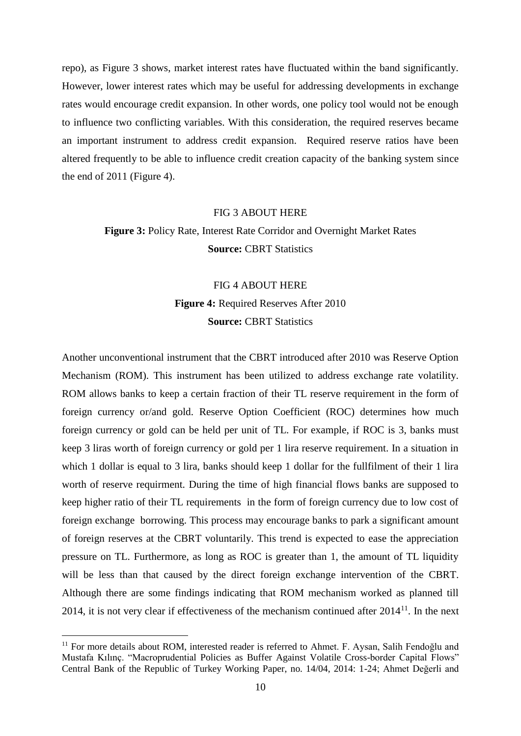repo), as Figure 3 shows, market interest rates have fluctuated within the band significantly. However, lower interest rates which may be useful for addressing developments in exchange rates would encourage credit expansion. In other words, one policy tool would not be enough to influence two conflicting variables. With this consideration, the required reserves became an important instrument to address credit expansion. Required reserve ratios have been altered frequently to be able to influence credit creation capacity of the banking system since the end of 2011 (Figure 4).

FIG 3 ABOUT HERE

**Figure 3:** Policy Rate, Interest Rate Corridor and Overnight Market Rates
**Source:** CBRT Statistics

FIG 4 ABOUT HERE

**Figure 4:** Required Reserves After 2010
**Source:** CBRT Statistics

Another unconventional instrument that the CBRT introduced after 2010 was Reserve Option Mechanism (ROM). This instrument has been utilized to address exchange rate volatility. ROM allows banks to keep a certain fraction of their TL reserve requirement in the form of foreign currency or/and gold. Reserve Option Coefficient (ROC) determines how much foreign currency or gold can be held per unit of TL. For example, if ROC is 3, banks must keep 3 liras worth of foreign currency or gold per 1 lira reserve requirement. In a situation in which 1 dollar is equal to 3 lira, banks should keep 1 dollar for the fullfilment of their 1 lira worth of reserve requirment. During the time of high financial flows banks are supposed to keep higher ratio of their TL requirements in the form of foreign currency due to low cost of foreign exchange borrowing. This process may encourage banks to park a significant amount of foreign reserves at the CBRT voluntarily. This trend is expected to ease the appreciation pressure on TL. Furthermore, as long as ROC is greater than 1, the amount of TL liquidity will be less than that caused by the direct foreign exchange intervention of the CBRT. Although there are some findings indicating that ROM mechanism worked as planned till 2014, it is not very clear if effectiveness of the mechanism continued after 2014[11]. In the next

[11] For more details about ROM, interested reader is referred to Ahmet. F. Aysan, Salih Fendoğlu and Mustafa Kılınç. "Macroprudential Policies as Buffer Against Volatile Cross-border Capital Flows" Central Bank of the Republic of Turkey Working Paper, no. 14/04, 2014: 1-24; Ahmet Değerli and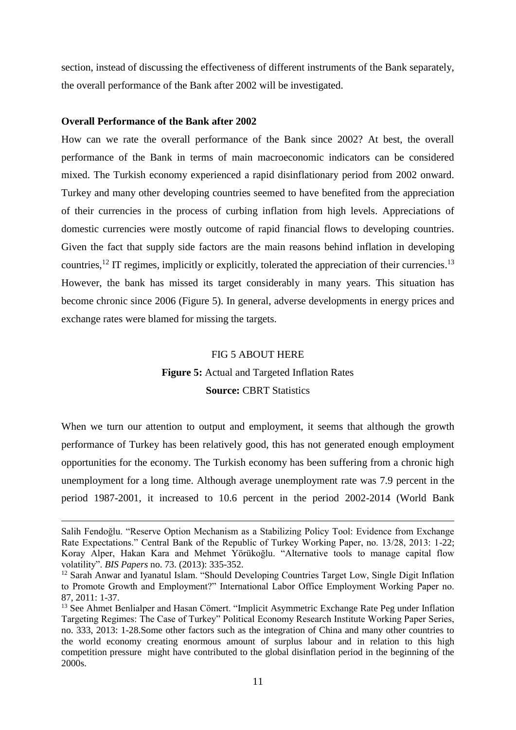section, instead of discussing the effectiveness of different instruments of the Bank separately, the overall performance of the Bank after 2002 will be investigated.

**Overall Performance of the Bank after 2002**

How can we rate the overall performance of the Bank since 2002? At best, the overall performance of the Bank in terms of main macroeconomic indicators can be considered mixed. The Turkish economy experienced a rapid disinflationary period from 2002 onward. Turkey and many other developing countries seemed to have benefited from the appreciation of their currencies in the process of curbing inflation from high levels. Appreciations of domestic currencies were mostly outcome of rapid financial flows to developing countries. Given the fact that supply side factors are the main reasons behind inflation in developing countries,[12] IT regimes, implicitly or explicitly, tolerated the appreciation of their currencies.[13] However, the bank has missed its target considerably in many years. This situation has become chronic since 2006 (Figure 5). In general, adverse developments in energy prices and exchange rates were blamed for missing the targets.

FIG 5 ABOUT HERE

**Figure 5:** Actual and Targeted Inflation Rates

**Source:** CBRT Statistics

When we turn our attention to output and employment, it seems that although the growth performance of Turkey has been relatively good, this has not generated enough employment opportunities for the economy. The Turkish economy has been suffering from a chronic high unemployment for a long time. Although average unemployment rate was 7.9 percent in the period 1987-2001, it increased to 10.6 percent in the period 2002-2014 (World Bank

---

Salih Fendoğlu. "Reserve Option Mechanism as a Stabilizing Policy Tool: Evidence from Exchange Rate Expectations." Central Bank of the Republic of Turkey Working Paper, no. 13/28, 2013: 1-22; Koray Alper, Hakan Kara and Mehmet Yörükoğlu. "Alternative tools to manage capital flow volatility". *BIS Papers* no. 73. (2013): 335-352.

[12] Sarah Anwar and Iyanatul Islam. "Should Developing Countries Target Low, Single Digit Inflation to Promote Growth and Employment?" International Labor Office Employment Working Paper no. 87, 2011: 1-37.

[13] See Ahmet Benlialper and Hasan Cömert. "Implicit Asymmetric Exchange Rate Peg under Inflation Targeting Regimes: The Case of Turkey" Political Economy Research Institute Working Paper Series, no. 333, 2013: 1-28.Some other factors such as the integration of China and many other countries to the world economy creating enormous amount of surplus labour and in relation to this high competition pressure might have contributed to the global disinflation period in the beginning of the 2000s.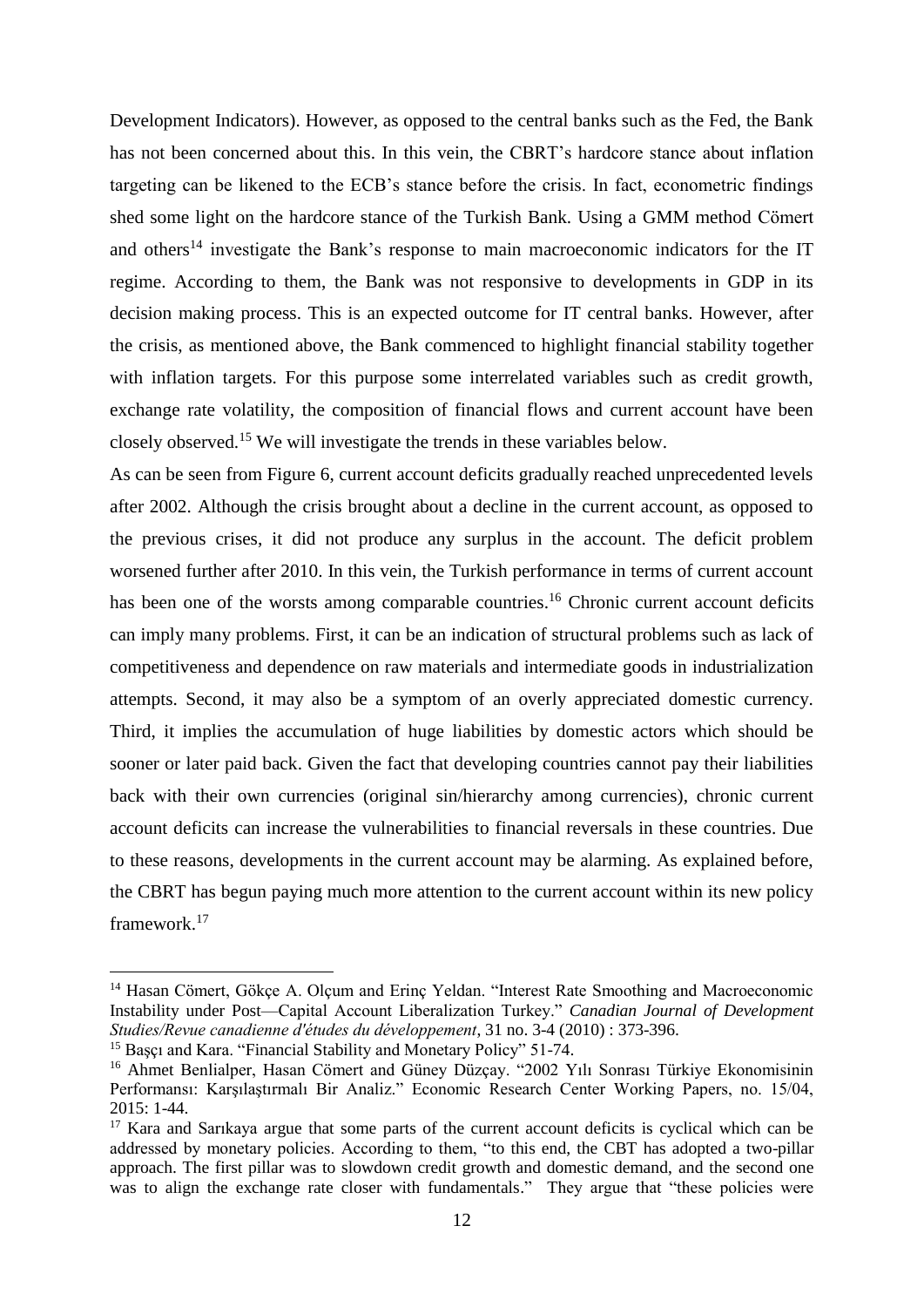Development Indicators). However, as opposed to the central banks such as the Fed, the Bank has not been concerned about this. In this vein, the CBRT's hardcore stance about inflation targeting can be likened to the ECB's stance before the crisis. In fact, econometric findings shed some light on the hardcore stance of the Turkish Bank. Using a GMM method Cömert and others[14] investigate the Bank's response to main macroeconomic indicators for the IT regime. According to them, the Bank was not responsive to developments in GDP in its decision making process. This is an expected outcome for IT central banks. However, after the crisis, as mentioned above, the Bank commenced to highlight financial stability together with inflation targets. For this purpose some interrelated variables such as credit growth, exchange rate volatility, the composition of financial flows and current account have been closely observed.[15] We will investigate the trends in these variables below.

As can be seen from Figure 6, current account deficits gradually reached unprecedented levels after 2002. Although the crisis brought about a decline in the current account, as opposed to the previous crises, it did not produce any surplus in the account. The deficit problem worsened further after 2010. In this vein, the Turkish performance in terms of current account has been one of the worsts among comparable countries.[16] Chronic current account deficits can imply many problems. First, it can be an indication of structural problems such as lack of competitiveness and dependence on raw materials and intermediate goods in industrialization attempts. Second, it may also be a symptom of an overly appreciated domestic currency. Third, it implies the accumulation of huge liabilities by domestic actors which should be sooner or later paid back. Given the fact that developing countries cannot pay their liabilities back with their own currencies (original sin/hierarchy among currencies), chronic current account deficits can increase the vulnerabilities to financial reversals in these countries. Due to these reasons, developments in the current account may be alarming. As explained before, the CBRT has begun paying much more attention to the current account within its new policy framework.[17]

---

[14] Hasan Cömert, Gökçe A. Olçum and Erinç Yeldan. "Interest Rate Smoothing and Macroeconomic Instability under Post—Capital Account Liberalization Turkey." *Canadian Journal of Development Studies/Revue canadienne d'études du développement*, 31 no. 3-4 (2010) : 373-396.

[15] Başçı and Kara. "Financial Stability and Monetary Policy" 51-74.

[16] Ahmet Benlialper, Hasan Cömert and Güney Düzçay. "2002 Yılı Sonrası Türkiye Ekonomisinin Performansı: Karşılaştırmalı Bir Analiz." Economic Research Center Working Papers, no. 15/04, 2015: 1-44.

[17] Kara and Sarıkaya argue that some parts of the current account deficits is cyclical which can be addressed by monetary policies. According to them, "to this end, the CBT has adopted a two-pillar approach. The first pillar was to slowdown credit growth and domestic demand, and the second one was to align the exchange rate closer with fundamentals." They argue that "these policies were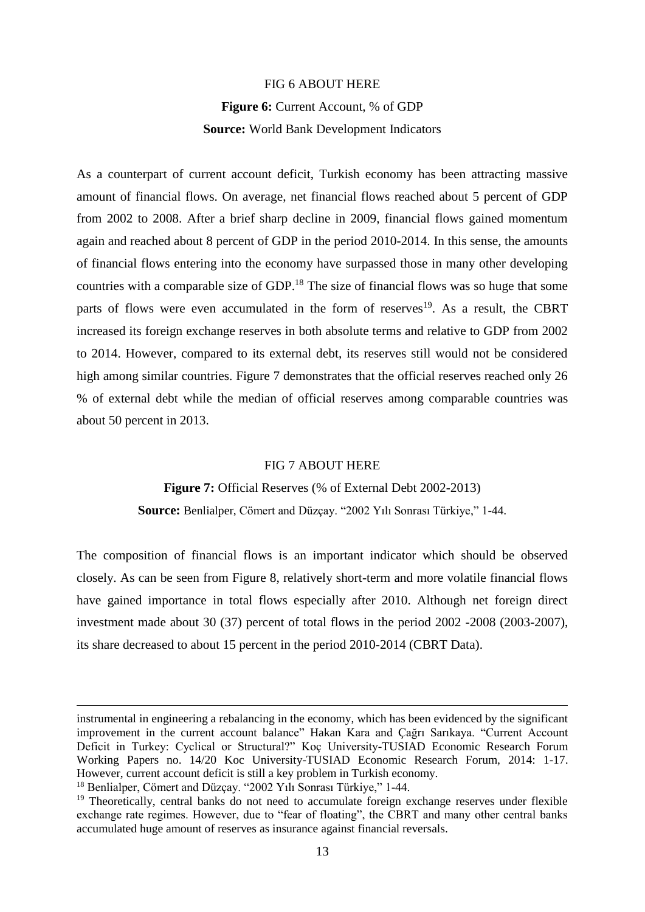FIG 6 ABOUT HERE

**Figure 6:** Current Account, % of GDP

**Source:** World Bank Development Indicators

As a counterpart of current account deficit, Turkish economy has been attracting massive amount of financial flows. On average, net financial flows reached about 5 percent of GDP from 2002 to 2008. After a brief sharp decline in 2009, financial flows gained momentum again and reached about 8 percent of GDP in the period 2010-2014. In this sense, the amounts of financial flows entering into the economy have surpassed those in many other developing countries with a comparable size of GDP.[18] The size of financial flows was so huge that some parts of flows were even accumulated in the form of reserves[19]. As a result, the CBRT increased its foreign exchange reserves in both absolute terms and relative to GDP from 2002 to 2014. However, compared to its external debt, its reserves still would not be considered high among similar countries. Figure 7 demonstrates that the official reserves reached only 26 % of external debt while the median of official reserves among comparable countries was about 50 percent in 2013.

FIG 7 ABOUT HERE

**Figure 7:** Official Reserves (% of External Debt 2002-2013)

**Source:** Benlialper, Cömert and Düzçay. "2002 Yılı Sonrası Türkiye," 1-44.

The composition of financial flows is an important indicator which should be observed closely. As can be seen from Figure 8, relatively short-term and more volatile financial flows have gained importance in total flows especially after 2010. Although net foreign direct investment made about 30 (37) percent of total flows in the period 2002 -2008 (2003-2007), its share decreased to about 15 percent in the period 2010-2014 (CBRT Data).

---

instrumental in engineering a rebalancing in the economy, which has been evidenced by the significant improvement in the current account balance" Hakan Kara and Çağrı Sarıkaya. "Current Account Deficit in Turkey: Cyclical or Structural?" Koç University-TUSIAD Economic Research Forum Working Papers no. 14/20 Koc University-TUSIAD Economic Research Forum, 2014: 1-17. However, current account deficit is still a key problem in Turkish economy.

[18] Benlialper, Cömert and Düzçay. "2002 Yılı Sonrası Türkiye," 1-44.

[19] Theoretically, central banks do not need to accumulate foreign exchange reserves under flexible exchange rate regimes. However, due to "fear of floating", the CBRT and many other central banks accumulated huge amount of reserves as insurance against financial reversals.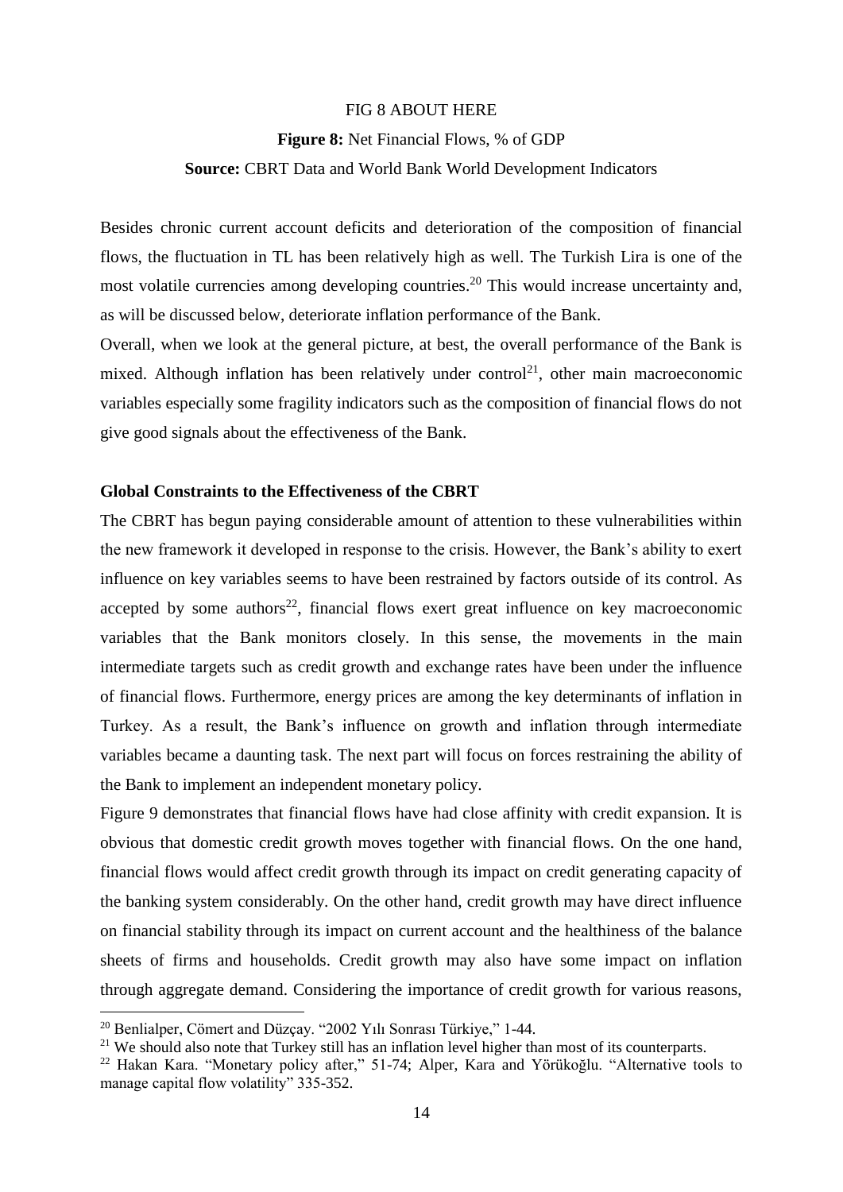FIG 8 ABOUT HERE

**Figure 8:** Net Financial Flows, % of GDP

**Source:** CBRT Data and World Bank World Development Indicators

Besides chronic current account deficits and deterioration of the composition of financial flows, the fluctuation in TL has been relatively high as well. The Turkish Lira is one of the most volatile currencies among developing countries.[20] This would increase uncertainty and, as will be discussed below, deteriorate inflation performance of the Bank.

Overall, when we look at the general picture, at best, the overall performance of the Bank is mixed. Although inflation has been relatively under control[21], other main macroeconomic variables especially some fragility indicators such as the composition of financial flows do not give good signals about the effectiveness of the Bank.

**Global Constraints to the Effectiveness of the CBRT**

The CBRT has begun paying considerable amount of attention to these vulnerabilities within the new framework it developed in response to the crisis. However, the Bank's ability to exert influence on key variables seems to have been restrained by factors outside of its control. As accepted by some authors[22], financial flows exert great influence on key macroeconomic variables that the Bank monitors closely. In this sense, the movements in the main intermediate targets such as credit growth and exchange rates have been under the influence of financial flows. Furthermore, energy prices are among the key determinants of inflation in Turkey. As a result, the Bank's influence on growth and inflation through intermediate variables became a daunting task. The next part will focus on forces restraining the ability of the Bank to implement an independent monetary policy.

Figure 9 demonstrates that financial flows have had close affinity with credit expansion. It is obvious that domestic credit growth moves together with financial flows. On the one hand, financial flows would affect credit growth through its impact on credit generating capacity of the banking system considerably. On the other hand, credit growth may have direct influence on financial stability through its impact on current account and the healthiness of the balance sheets of firms and households. Credit growth may also have some impact on inflation through aggregate demand. Considering the importance of credit growth for various reasons,

[20] Benlialper, Cömert and Düzçay. "2002 Yılı Sonrası Türkiye," 1-44.

[21] We should also note that Turkey still has an inflation level higher than most of its counterparts.

[22] Hakan Kara. "Monetary policy after," 51-74; Alper, Kara and Yörükoğlu. "Alternative tools to manage capital flow volatility" 335-352.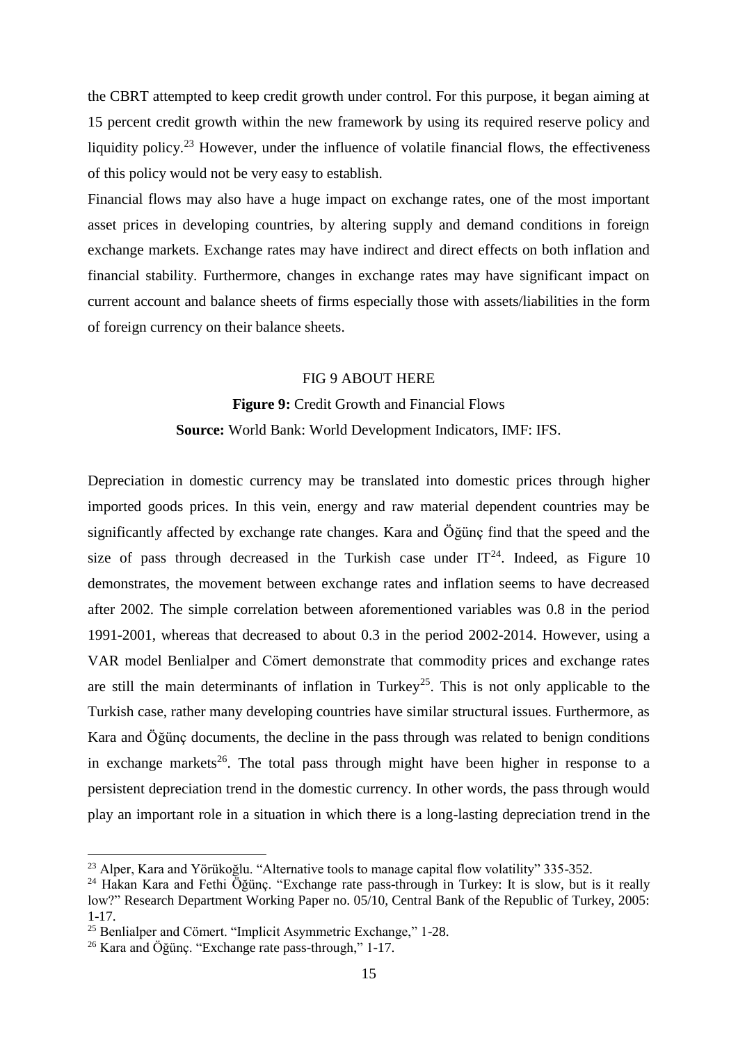the CBRT attempted to keep credit growth under control. For this purpose, it began aiming at 15 percent credit growth within the new framework by using its required reserve policy and liquidity policy.[23] However, under the influence of volatile financial flows, the effectiveness of this policy would not be very easy to establish.

Financial flows may also have a huge impact on exchange rates, one of the most important asset prices in developing countries, by altering supply and demand conditions in foreign exchange markets. Exchange rates may have indirect and direct effects on both inflation and financial stability. Furthermore, changes in exchange rates may have significant impact on current account and balance sheets of firms especially those with assets/liabilities in the form of foreign currency on their balance sheets.

FIG 9 ABOUT HERE

**Figure 9:** Credit Growth and Financial Flows

**Source:** World Bank: World Development Indicators, IMF: IFS.

Depreciation in domestic currency may be translated into domestic prices through higher imported goods prices. In this vein, energy and raw material dependent countries may be significantly affected by exchange rate changes. Kara and Öğünç find that the speed and the size of pass through decreased in the Turkish case under IT[24]. Indeed, as Figure 10 demonstrates, the movement between exchange rates and inflation seems to have decreased after 2002. The simple correlation between aforementioned variables was 0.8 in the period 1991-2001, whereas that decreased to about 0.3 in the period 2002-2014. However, using a VAR model Benlialper and Cömert demonstrate that commodity prices and exchange rates are still the main determinants of inflation in Turkey[25]. This is not only applicable to the Turkish case, rather many developing countries have similar structural issues. Furthermore, as Kara and Öğünç documents, the decline in the pass through was related to benign conditions in exchange markets[26]. The total pass through might have been higher in response to a persistent depreciation trend in the domestic currency. In other words, the pass through would play an important role in a situation in which there is a long-lasting depreciation trend in the

[23] Alper, Kara and Yörükoğlu. "Alternative tools to manage capital flow volatility" 335-352.

[24] Hakan Kara and Fethi Öğünç. "Exchange rate pass-through in Turkey: It is slow, but is it really low?" Research Department Working Paper no. 05/10, Central Bank of the Republic of Turkey, 2005: 1-17.

[25] Benlialper and Cömert. "Implicit Asymmetric Exchange," 1-28.

[26] Kara and Öğünç. "Exchange rate pass-through," 1-17.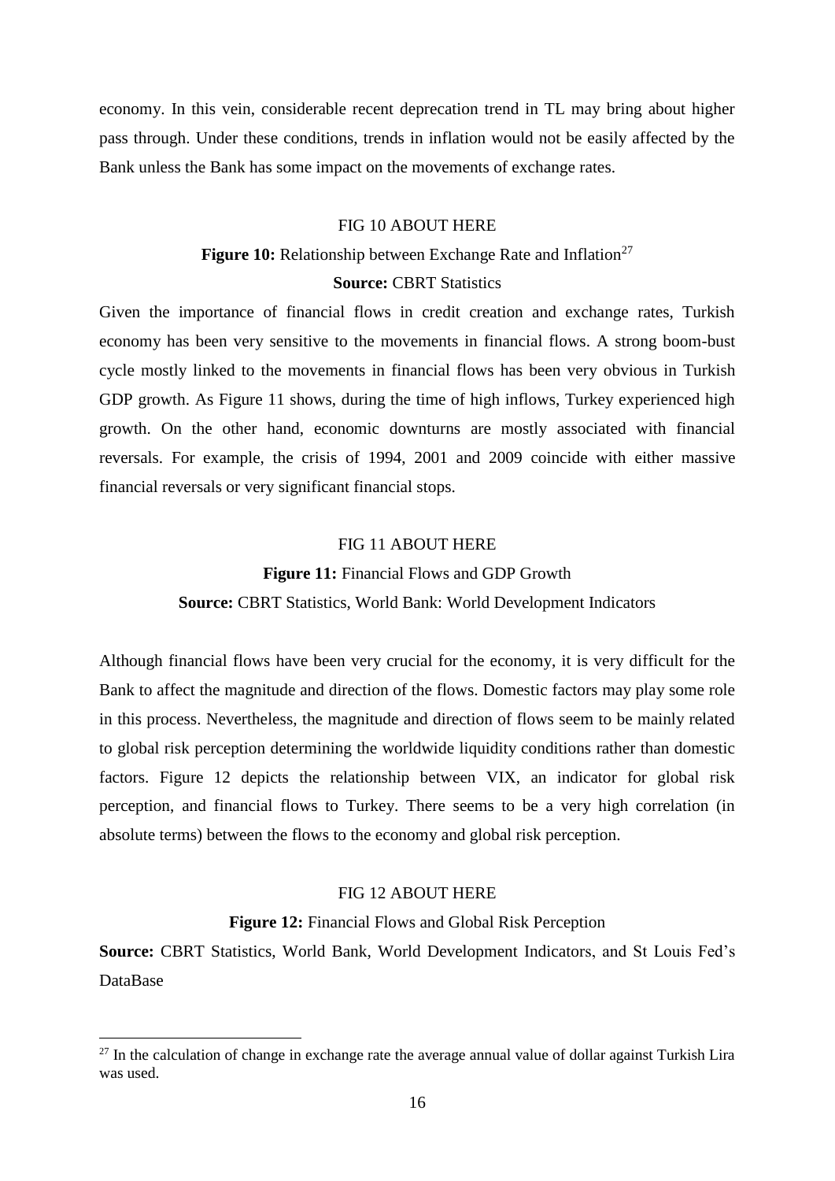economy. In this vein, considerable recent deprecation trend in TL may bring about higher pass through. Under these conditions, trends in inflation would not be easily affected by the Bank unless the Bank has some impact on the movements of exchange rates.

FIG 10 ABOUT HERE

**Figure 10:** Relationship between Exchange Rate and Inflation[27]

**Source:** CBRT Statistics

Given the importance of financial flows in credit creation and exchange rates, Turkish economy has been very sensitive to the movements in financial flows. A strong boom-bust cycle mostly linked to the movements in financial flows has been very obvious in Turkish GDP growth. As Figure 11 shows, during the time of high inflows, Turkey experienced high growth. On the other hand, economic downturns are mostly associated with financial reversals. For example, the crisis of 1994, 2001 and 2009 coincide with either massive financial reversals or very significant financial stops.

FIG 11 ABOUT HERE

**Figure 11:** Financial Flows and GDP Growth

**Source:** CBRT Statistics, World Bank: World Development Indicators

Although financial flows have been very crucial for the economy, it is very difficult for the Bank to affect the magnitude and direction of the flows. Domestic factors may play some role in this process. Nevertheless, the magnitude and direction of flows seem to be mainly related to global risk perception determining the worldwide liquidity conditions rather than domestic factors. Figure 12 depicts the relationship between VIX, an indicator for global risk perception, and financial flows to Turkey. There seems to be a very high correlation (in absolute terms) between the flows to the economy and global risk perception.

FIG 12 ABOUT HERE

**Figure 12:** Financial Flows and Global Risk Perception

**Source:** CBRT Statistics, World Bank, World Development Indicators, and St Louis Fed's DataBase

[27] In the calculation of change in exchange rate the average annual value of dollar against Turkish Lira was used.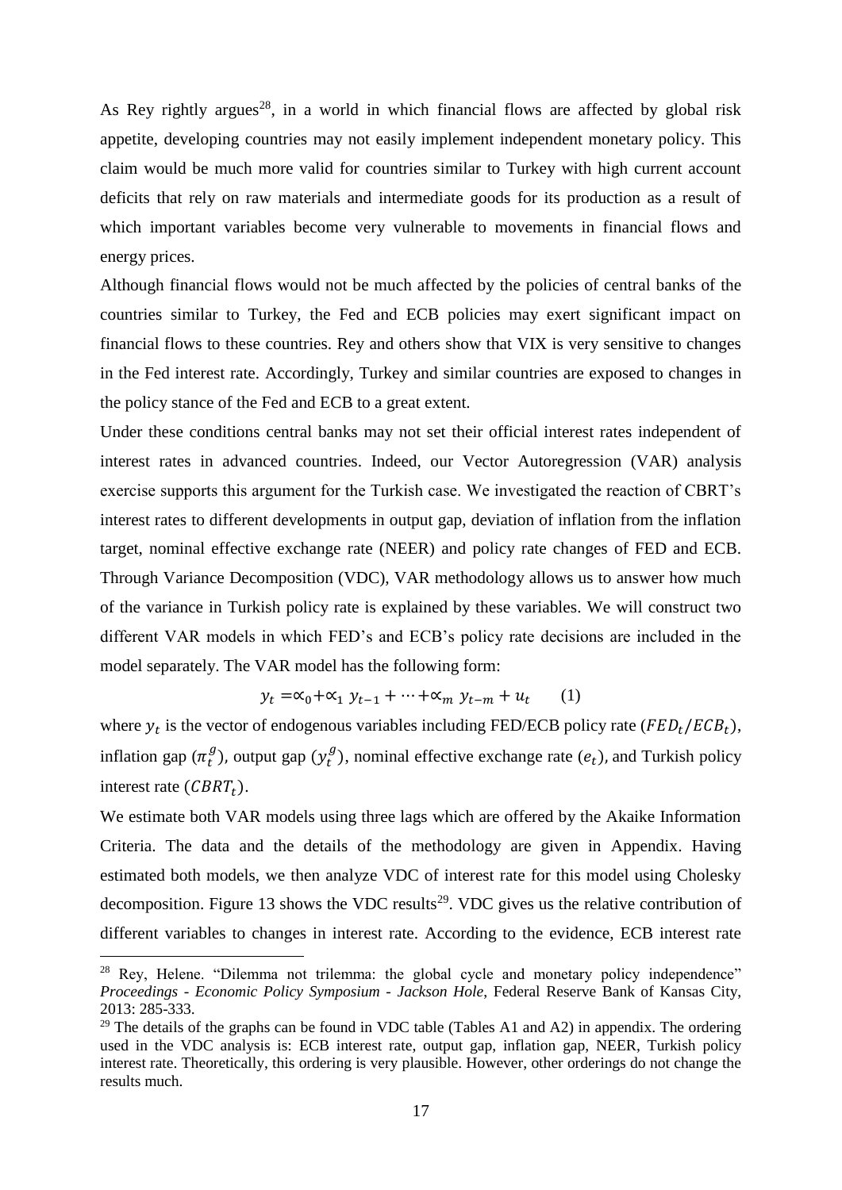As Rey rightly argues[28], in a world in which financial flows are affected by global risk appetite, developing countries may not easily implement independent monetary policy. This claim would be much more valid for countries similar to Turkey with high current account deficits that rely on raw materials and intermediate goods for its production as a result of which important variables become very vulnerable to movements in financial flows and energy prices.

Although financial flows would not be much affected by the policies of central banks of the countries similar to Turkey, the Fed and ECB policies may exert significant impact on financial flows to these countries. Rey and others show that VIX is very sensitive to changes in the Fed interest rate. Accordingly, Turkey and similar countries are exposed to changes in the policy stance of the Fed and ECB to a great extent.

Under these conditions central banks may not set their official interest rates independent of interest rates in advanced countries. Indeed, our Vector Autoregression (VAR) analysis exercise supports this argument for the Turkish case. We investigated the reaction of CBRT's interest rates to different developments in output gap, deviation of inflation from the inflation target, nominal effective exchange rate (NEER) and policy rate changes of FED and ECB. Through Variance Decomposition (VDC), VAR methodology allows us to answer how much of the variance in Turkish policy rate is explained by these variables. We will construct two different VAR models in which FED's and ECB's policy rate decisions are included in the model separately. The VAR model has the following form:

$$y_t = \alpha_0 + \alpha_1 \, y_{t-1} + \cdots + \alpha_m \, y_{t-m} + u_t \qquad (1)$$

where $y_t$ is the vector of endogenous variables including FED/ECB policy rate ($FED_t/ECB_t$), inflation gap ($\pi_t^g$), output gap ($y_t^g$), nominal effective exchange rate ($e_t$), and Turkish policy interest rate ($CBRT_t$).

We estimate both VAR models using three lags which are offered by the Akaike Information Criteria. The data and the details of the methodology are given in Appendix. Having estimated both models, we then analyze VDC of interest rate for this model using Cholesky decomposition. Figure 13 shows the VDC results[29]. VDC gives us the relative contribution of different variables to changes in interest rate. According to the evidence, ECB interest rate

---

[28] Rey, Helene. "Dilemma not trilemma: the global cycle and monetary policy independence" *Proceedings - Economic Policy Symposium - Jackson Hole*, Federal Reserve Bank of Kansas City, 2013: 285-333.

[29] The details of the graphs can be found in VDC table (Tables A1 and A2) in appendix. The ordering used in the VDC analysis is: ECB interest rate, output gap, inflation gap, NEER, Turkish policy interest rate. Theoretically, this ordering is very plausible. However, other orderings do not change the results much.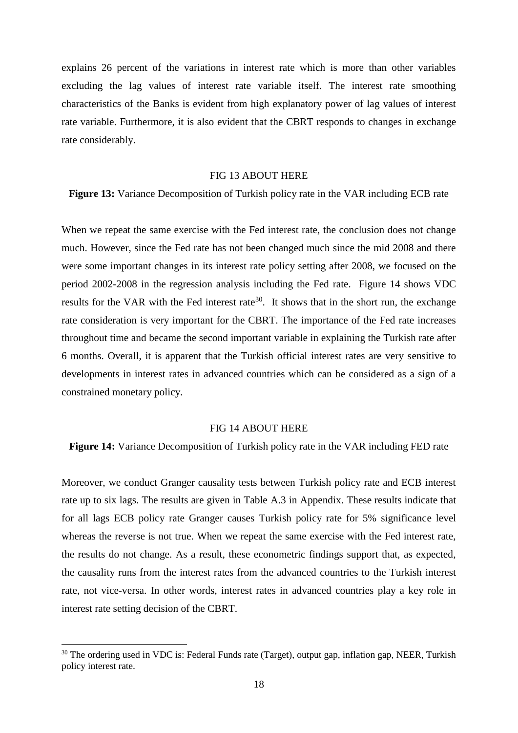explains 26 percent of the variations in interest rate which is more than other variables excluding the lag values of interest rate variable itself. The interest rate smoothing characteristics of the Banks is evident from high explanatory power of lag values of interest rate variable. Furthermore, it is also evident that the CBRT responds to changes in exchange rate considerably.

FIG 13 ABOUT HERE

**Figure 13:** Variance Decomposition of Turkish policy rate in the VAR including ECB rate

When we repeat the same exercise with the Fed interest rate, the conclusion does not change much. However, since the Fed rate has not been changed much since the mid 2008 and there were some important changes in its interest rate policy setting after 2008, we focused on the period 2002-2008 in the regression analysis including the Fed rate. Figure 14 shows VDC results for the VAR with the Fed interest rate[30]. It shows that in the short run, the exchange rate consideration is very important for the CBRT. The importance of the Fed rate increases throughout time and became the second important variable in explaining the Turkish rate after 6 months. Overall, it is apparent that the Turkish official interest rates are very sensitive to developments in interest rates in advanced countries which can be considered as a sign of a constrained monetary policy.

FIG 14 ABOUT HERE

**Figure 14:** Variance Decomposition of Turkish policy rate in the VAR including FED rate

Moreover, we conduct Granger causality tests between Turkish policy rate and ECB interest rate up to six lags. The results are given in Table A.3 in Appendix. These results indicate that for all lags ECB policy rate Granger causes Turkish policy rate for 5% significance level whereas the reverse is not true. When we repeat the same exercise with the Fed interest rate, the results do not change. As a result, these econometric findings support that, as expected, the causality runs from the interest rates from the advanced countries to the Turkish interest rate, not vice-versa. In other words, interest rates in advanced countries play a key role in interest rate setting decision of the CBRT.

[30] The ordering used in VDC is: Federal Funds rate (Target), output gap, inflation gap, NEER, Turkish policy interest rate.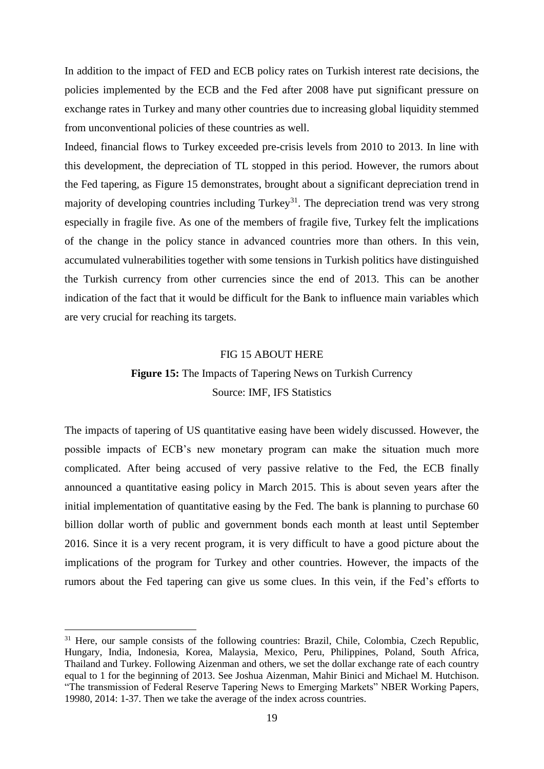In addition to the impact of FED and ECB policy rates on Turkish interest rate decisions, the policies implemented by the ECB and the Fed after 2008 have put significant pressure on exchange rates in Turkey and many other countries due to increasing global liquidity stemmed from unconventional policies of these countries as well.

Indeed, financial flows to Turkey exceeded pre-crisis levels from 2010 to 2013. In line with this development, the depreciation of TL stopped in this period. However, the rumors about the Fed tapering, as Figure 15 demonstrates, brought about a significant depreciation trend in majority of developing countries including Turkey[31]. The depreciation trend was very strong especially in fragile five. As one of the members of fragile five, Turkey felt the implications of the change in the policy stance in advanced countries more than others. In this vein, accumulated vulnerabilities together with some tensions in Turkish politics have distinguished the Turkish currency from other currencies since the end of 2013. This can be another indication of the fact that it would be difficult for the Bank to influence main variables which are very crucial for reaching its targets.

FIG 15 ABOUT HERE

**Figure 15:** The Impacts of Tapering News on Turkish Currency
Source: IMF, IFS Statistics

The impacts of tapering of US quantitative easing have been widely discussed. However, the possible impacts of ECB's new monetary program can make the situation much more complicated. After being accused of very passive relative to the Fed, the ECB finally announced a quantitative easing policy in March 2015. This is about seven years after the initial implementation of quantitative easing by the Fed. The bank is planning to purchase 60 billion dollar worth of public and government bonds each month at least until September 2016. Since it is a very recent program, it is very difficult to have a good picture about the implications of the program for Turkey and other countries. However, the impacts of the rumors about the Fed tapering can give us some clues. In this vein, if the Fed's efforts to

[31] Here, our sample consists of the following countries: Brazil, Chile, Colombia, Czech Republic, Hungary, India, Indonesia, Korea, Malaysia, Mexico, Peru, Philippines, Poland, South Africa, Thailand and Turkey. Following Aizenman and others, we set the dollar exchange rate of each country equal to 1 for the beginning of 2013. See Joshua Aizenman, Mahir Binici and Michael M. Hutchison. "The transmission of Federal Reserve Tapering News to Emerging Markets" NBER Working Papers, 19980, 2014: 1-37. Then we take the average of the index across countries.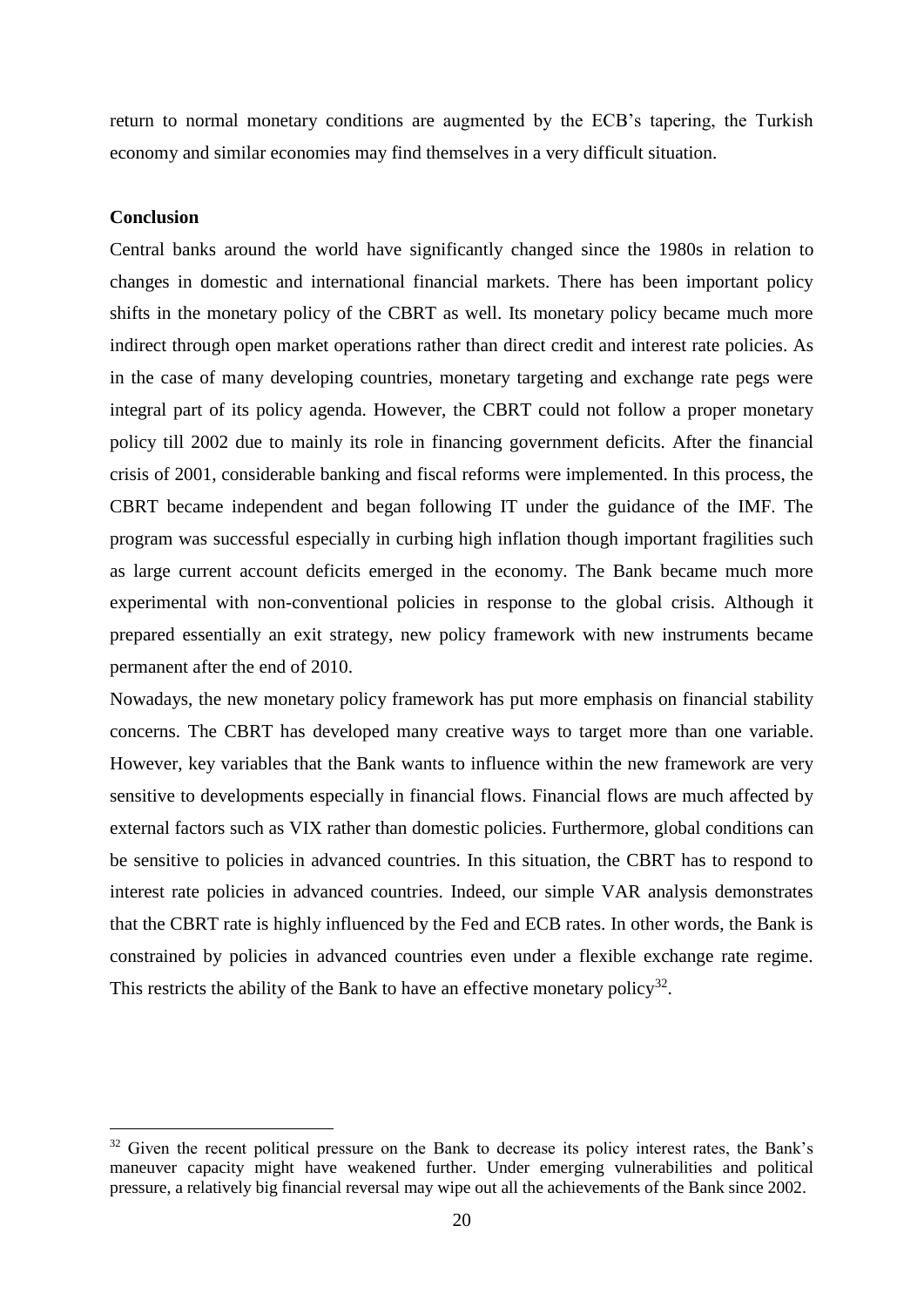return to normal monetary conditions are augmented by the ECB's tapering, the Turkish economy and similar economies may find themselves in a very difficult situation.

## Conclusion

Central banks around the world have significantly changed since the 1980s in relation to changes in domestic and international financial markets. There has been important policy shifts in the monetary policy of the CBRT as well. Its monetary policy became much more indirect through open market operations rather than direct credit and interest rate policies. As in the case of many developing countries, monetary targeting and exchange rate pegs were integral part of its policy agenda. However, the CBRT could not follow a proper monetary policy till 2002 due to mainly its role in financing government deficits. After the financial crisis of 2001, considerable banking and fiscal reforms were implemented. In this process, the CBRT became independent and began following IT under the guidance of the IMF. The program was successful especially in curbing high inflation though important fragilities such as large current account deficits emerged in the economy. The Bank became much more experimental with non-conventional policies in response to the global crisis. Although it prepared essentially an exit strategy, new policy framework with new instruments became permanent after the end of 2010.

Nowadays, the new monetary policy framework has put more emphasis on financial stability concerns. The CBRT has developed many creative ways to target more than one variable. However, key variables that the Bank wants to influence within the new framework are very sensitive to developments especially in financial flows. Financial flows are much affected by external factors such as VIX rather than domestic policies. Furthermore, global conditions can be sensitive to policies in advanced countries. In this situation, the CBRT has to respond to interest rate policies in advanced countries. Indeed, our simple VAR analysis demonstrates that the CBRT rate is highly influenced by the Fed and ECB rates. In other words, the Bank is constrained by policies in advanced countries even under a flexible exchange rate regime. This restricts the ability of the Bank to have an effective monetary policy[32].

---

[32] Given the recent political pressure on the Bank to decrease its policy interest rates, the Bank's maneuver capacity might have weakened further. Under emerging vulnerabilities and political pressure, a relatively big financial reversal may wipe out all the achievements of the Bank since 2002.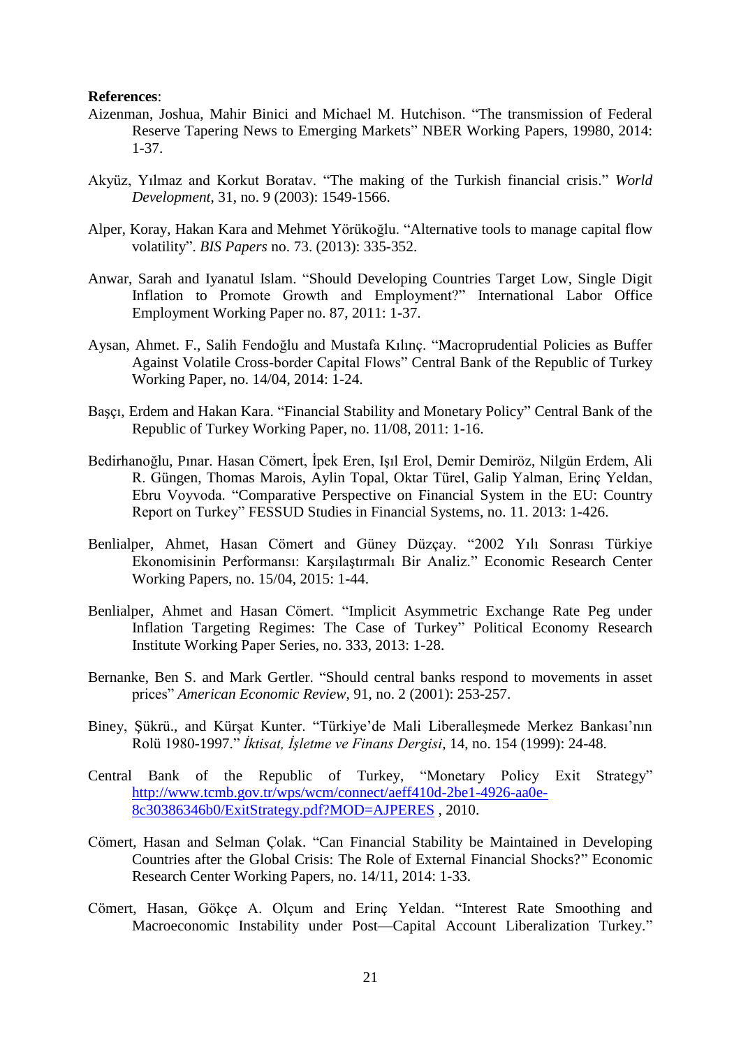**References**:

Aizenman, Joshua, Mahir Binici and Michael M. Hutchison. "The transmission of Federal Reserve Tapering News to Emerging Markets" NBER Working Papers, 19980, 2014: 1-37.

Akyüz, Yılmaz and Korkut Boratav. "The making of the Turkish financial crisis." *World Development*, 31, no. 9 (2003): 1549-1566.

Alper, Koray, Hakan Kara and Mehmet Yörükoğlu. "Alternative tools to manage capital flow volatility". *BIS Papers* no. 73. (2013): 335-352.

Anwar, Sarah and Iyanatul Islam. "Should Developing Countries Target Low, Single Digit Inflation to Promote Growth and Employment?" International Labor Office Employment Working Paper no. 87, 2011: 1-37.

Aysan, Ahmet. F., Salih Fendoğlu and Mustafa Kılınç. "Macroprudential Policies as Buffer Against Volatile Cross-border Capital Flows" Central Bank of the Republic of Turkey Working Paper, no. 14/04, 2014: 1-24.

Başçı, Erdem and Hakan Kara. "Financial Stability and Monetary Policy" Central Bank of the Republic of Turkey Working Paper, no. 11/08, 2011: 1-16.

Bedirhanoğlu, Pınar. Hasan Cömert, İpek Eren, Işıl Erol, Demir Demiröz, Nilgün Erdem, Ali R. Güngen, Thomas Marois, Aylin Topal, Oktar Türel, Galip Yalman, Erinç Yeldan, Ebru Voyvoda. "Comparative Perspective on Financial System in the EU: Country Report on Turkey" FESSUD Studies in Financial Systems, no. 11. 2013: 1-426.

Benlialper, Ahmet, Hasan Cömert and Güney Düzçay. "2002 Yılı Sonrası Türkiye Ekonomisinin Performansı: Karşılaştırmalı Bir Analiz." Economic Research Center Working Papers, no. 15/04, 2015: 1-44.

Benlialper, Ahmet and Hasan Cömert. "Implicit Asymmetric Exchange Rate Peg under Inflation Targeting Regimes: The Case of Turkey" Political Economy Research Institute Working Paper Series, no. 333, 2013: 1-28.

Bernanke, Ben S. and Mark Gertler. "Should central banks respond to movements in asset prices" *American Economic Review*, 91, no. 2 (2001): 253-257.

Biney, Şükrü., and Kürşat Kunter. "Türkiye'de Mali Liberalleşmede Merkez Bankası'nın Rolü 1980-1997." *İktisat, İşletme ve Finans Dergisi*, 14, no. 154 (1999): 24-48.

Central Bank of the Republic of Turkey, "Monetary Policy Exit Strategy" http://www.tcmb.gov.tr/wps/wcm/connect/aeff410d-2be1-4926-aa0e-8c30386346b0/ExitStrategy.pdf?MOD=AJPERES , 2010.

Cömert, Hasan and Selman Çolak. "Can Financial Stability be Maintained in Developing Countries after the Global Crisis: The Role of External Financial Shocks?" Economic Research Center Working Papers, no. 14/11, 2014: 1-33.

Cömert, Hasan, Gökçe A. Olçum and Erinç Yeldan. "Interest Rate Smoothing and Macroeconomic Instability under Post—Capital Account Liberalization Turkey."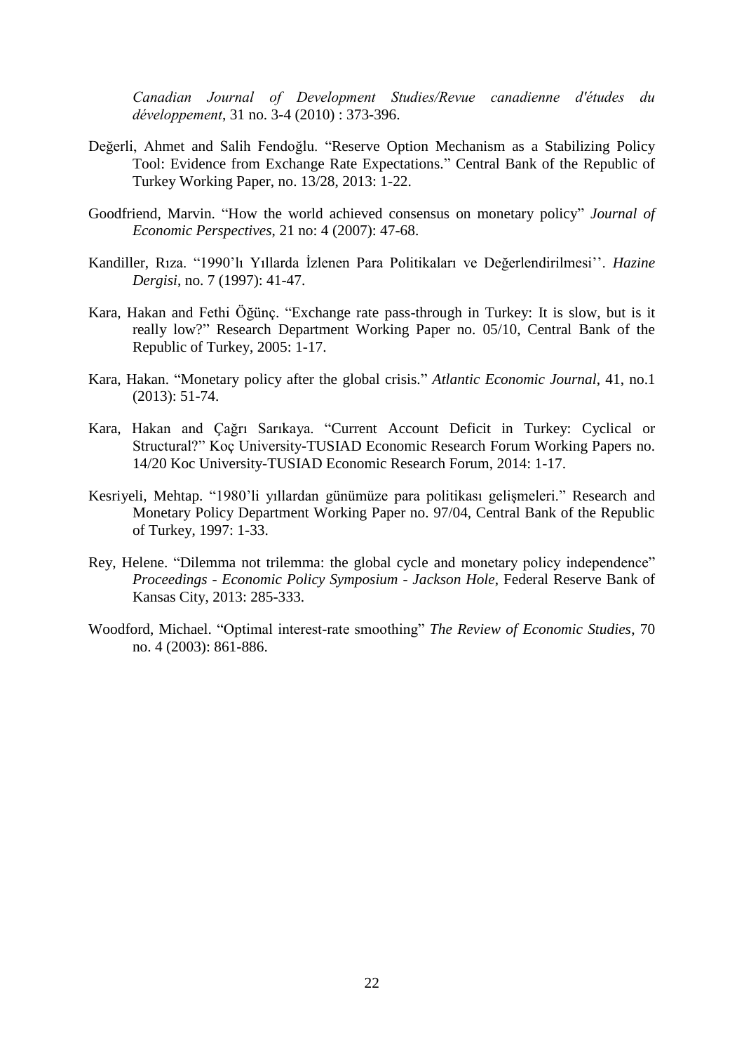*Canadian Journal of Development Studies/Revue canadienne d'études du développement*, 31 no. 3-4 (2010) : 373-396.

Değerli, Ahmet and Salih Fendoğlu. "Reserve Option Mechanism as a Stabilizing Policy Tool: Evidence from Exchange Rate Expectations." Central Bank of the Republic of Turkey Working Paper, no. 13/28, 2013: 1-22.

Goodfriend, Marvin. "How the world achieved consensus on monetary policy" *Journal of Economic Perspectives*, 21 no: 4 (2007): 47-68.

Kandiller, Rıza. "1990'lı Yıllarda İzlenen Para Politikaları ve Değerlendirilmesi''. *Hazine Dergisi*, no. 7 (1997): 41-47.

Kara, Hakan and Fethi Öğünç. "Exchange rate pass-through in Turkey: It is slow, but is it really low?" Research Department Working Paper no. 05/10, Central Bank of the Republic of Turkey, 2005: 1-17.

Kara, Hakan. "Monetary policy after the global crisis." *Atlantic Economic Journal*, 41, no.1 (2013): 51-74.

Kara, Hakan and Çağrı Sarıkaya. "Current Account Deficit in Turkey: Cyclical or Structural?" Koç University-TUSIAD Economic Research Forum Working Papers no. 14/20 Koc University-TUSIAD Economic Research Forum, 2014: 1-17.

Kesriyeli, Mehtap. "1980'li yıllardan günümüze para politikası gelişmeleri." Research and Monetary Policy Department Working Paper no. 97/04, Central Bank of the Republic of Turkey, 1997: 1-33.

Rey, Helene. "Dilemma not trilemma: the global cycle and monetary policy independence" *Proceedings - Economic Policy Symposium - Jackson Hole*, Federal Reserve Bank of Kansas City, 2013: 285-333.

Woodford, Michael. "Optimal interest-rate smoothing" *The Review of Economic Studies*, 70 no. 4 (2003): 861-886.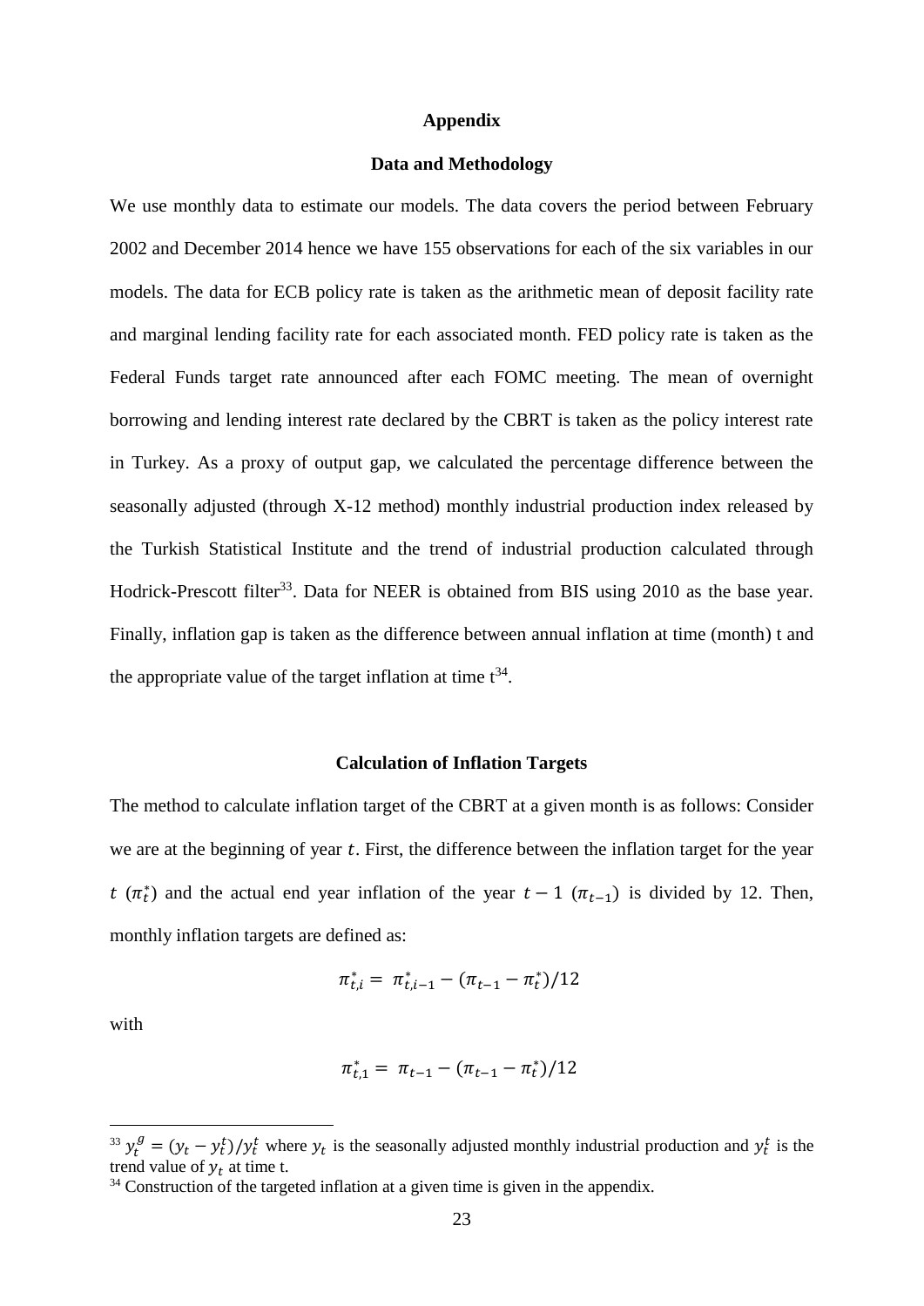# Appendix

## Data and Methodology

We use monthly data to estimate our models. The data covers the period between February 2002 and December 2014 hence we have 155 observations for each of the six variables in our models. The data for ECB policy rate is taken as the arithmetic mean of deposit facility rate and marginal lending facility rate for each associated month. FED policy rate is taken as the Federal Funds target rate announced after each FOMC meeting. The mean of overnight borrowing and lending interest rate declared by the CBRT is taken as the policy interest rate in Turkey. As a proxy of output gap, we calculated the percentage difference between the seasonally adjusted (through X-12 method) monthly industrial production index released by the Turkish Statistical Institute and the trend of industrial production calculated through Hodrick-Prescott filter[33]. Data for NEER is obtained from BIS using 2010 as the base year. Finally, inflation gap is taken as the difference between annual inflation at time (month) t and the appropriate value of the target inflation at time t[34].

## Calculation of Inflation Targets

The method to calculate inflation target of the CBRT at a given month is as follows: Consider we are at the beginning of year $t$. First, the difference between the inflation target for the year $t$ ($\pi_t^*$) and the actual end year inflation of the year $t-1$ ($\pi_{t-1}$) is divided by 12. Then, monthly inflation targets are defined as:

$$\pi_{t,i}^* = \pi_{t,i-1}^* - (\pi_{t-1} - \pi_t^*)/12$$

with

$$\pi_{t,1}^* = \pi_{t-1} - (\pi_{t-1} - \pi_t^*)/12$$

---

[33] $y_t^g = (y_t - y_t^t)/y_t^t$ where $y_t$ is the seasonally adjusted monthly industrial production and $y_t^t$ is the trend value of $y_t$ at time t.

[34] Construction of the targeted inflation at a given time is given in the appendix.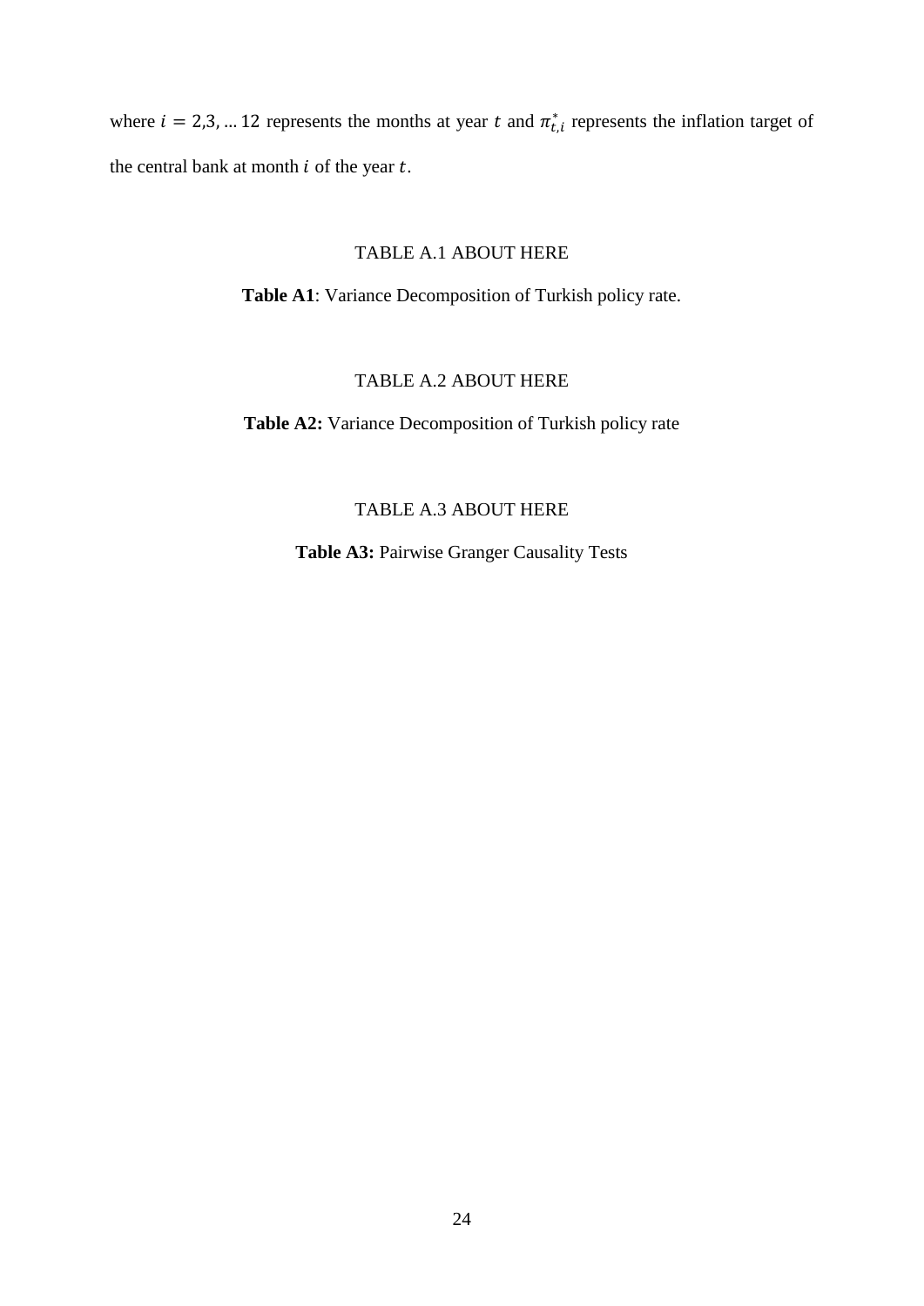where $i = 2,3, \ldots 12$ represents the months at year $t$ and $\pi^*_{t,i}$ represents the inflation target of the central bank at month $i$ of the year $t$.

TABLE A.1 ABOUT HERE

**Table A1**: Variance Decomposition of Turkish policy rate.

TABLE A.2 ABOUT HERE

**Table A2:** Variance Decomposition of Turkish policy rate

TABLE A.3 ABOUT HERE

**Table A3:** Pairwise Granger Causality Tests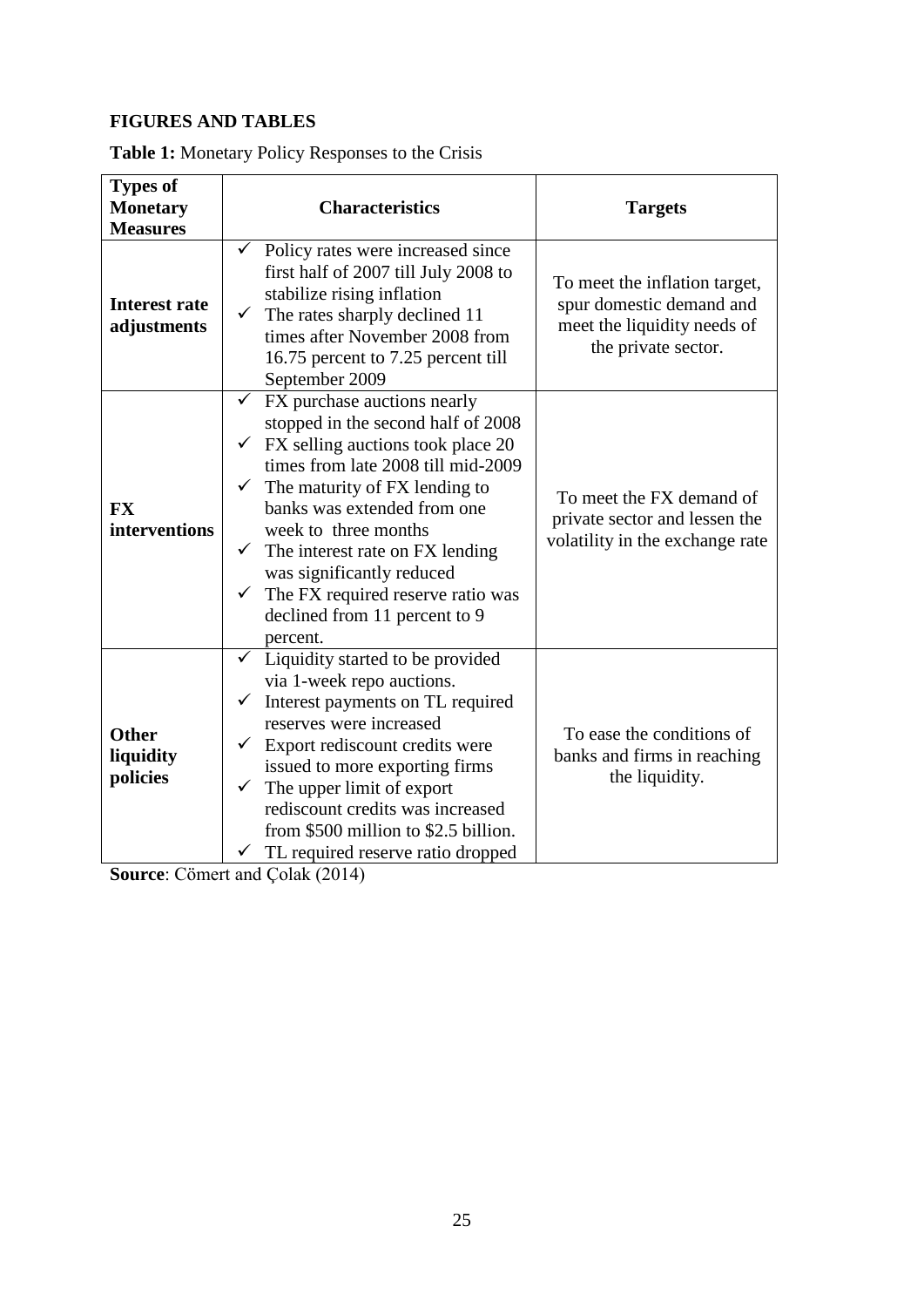**FIGURES AND TABLES**

**Table 1:** Monetary Policy Responses to the Crisis

| Types of Monetary Measures | Characteristics | Targets |
|---|---|---|
| **Interest rate adjustments** | ✓ Policy rates were increased since first half of 2007 till July 2008 to stabilize rising inflation<br>✓ The rates sharply declined 11 times after November 2008 from 16.75 percent to 7.25 percent till September 2009 | To meet the inflation target, spur domestic demand and meet the liquidity needs of the private sector. |
| **FX interventions** | ✓ FX purchase auctions nearly stopped in the second half of 2008<br>✓ FX selling auctions took place 20 times from late 2008 till mid-2009<br>✓ The maturity of FX lending to banks was extended from one week to three months<br>✓ The interest rate on FX lending was significantly reduced<br>✓ The FX required reserve ratio was declined from 11 percent to 9 percent. | To meet the FX demand of private sector and lessen the volatility in the exchange rate |
| **Other liquidity policies** | ✓ Liquidity started to be provided via 1-week repo auctions.<br>✓ Interest payments on TL required reserves were increased<br>✓ Export rediscount credits were issued to more exporting firms<br>✓ The upper limit of export rediscount credits was increased from $500 million to $2.5 billion.<br>✓ TL required reserve ratio dropped | To ease the conditions of banks and firms in reaching the liquidity. |

**Source**: Cömert and Çolak (2014)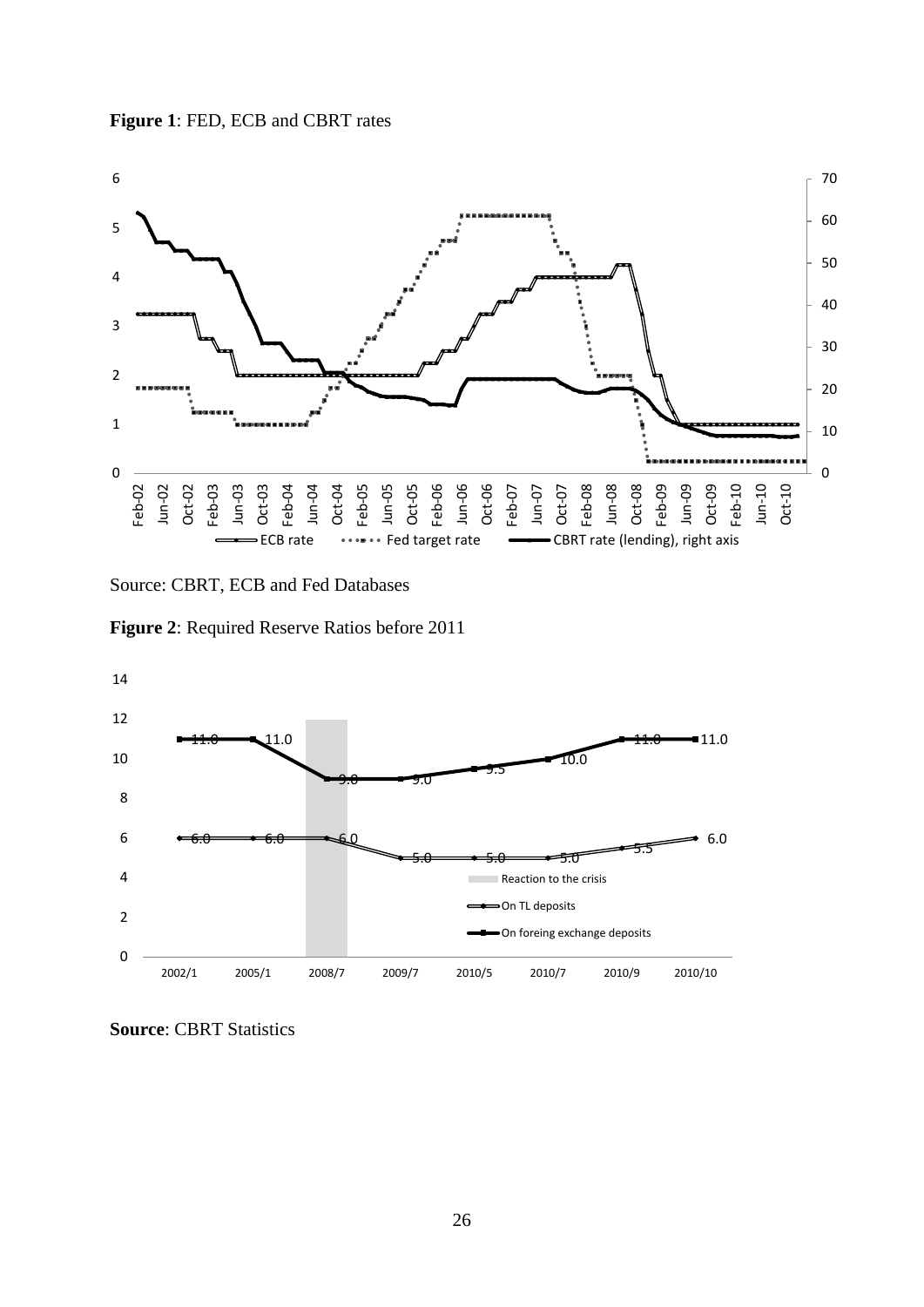**Figure 1**: FED, ECB and CBRT rates

Source: CBRT, ECB and Fed Databases

**Figure 2**: Required Reserve Ratios before 2011

**Source**: CBRT Statistics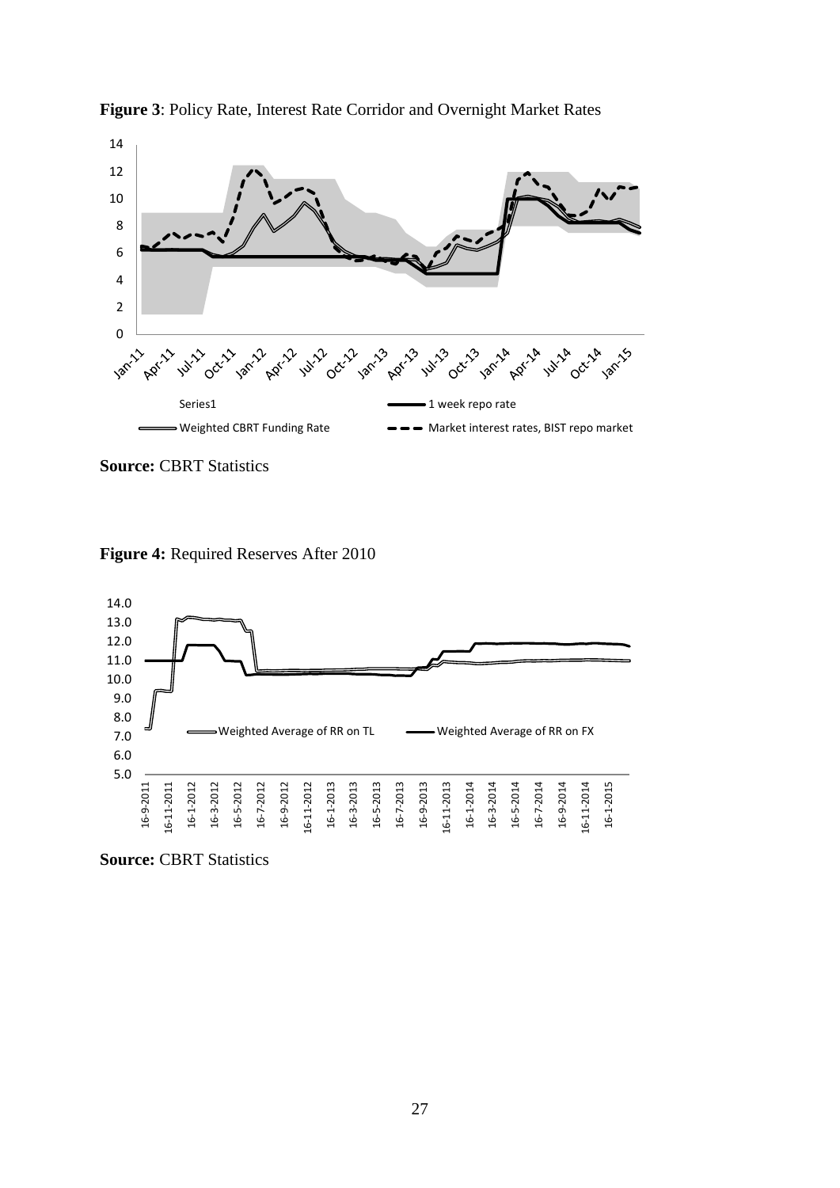**Figure 3**: Policy Rate, Interest Rate Corridor and Overnight Market Rates

**Source:** CBRT Statistics

**Figure 4:** Required Reserves After 2010

**Source:** CBRT Statistics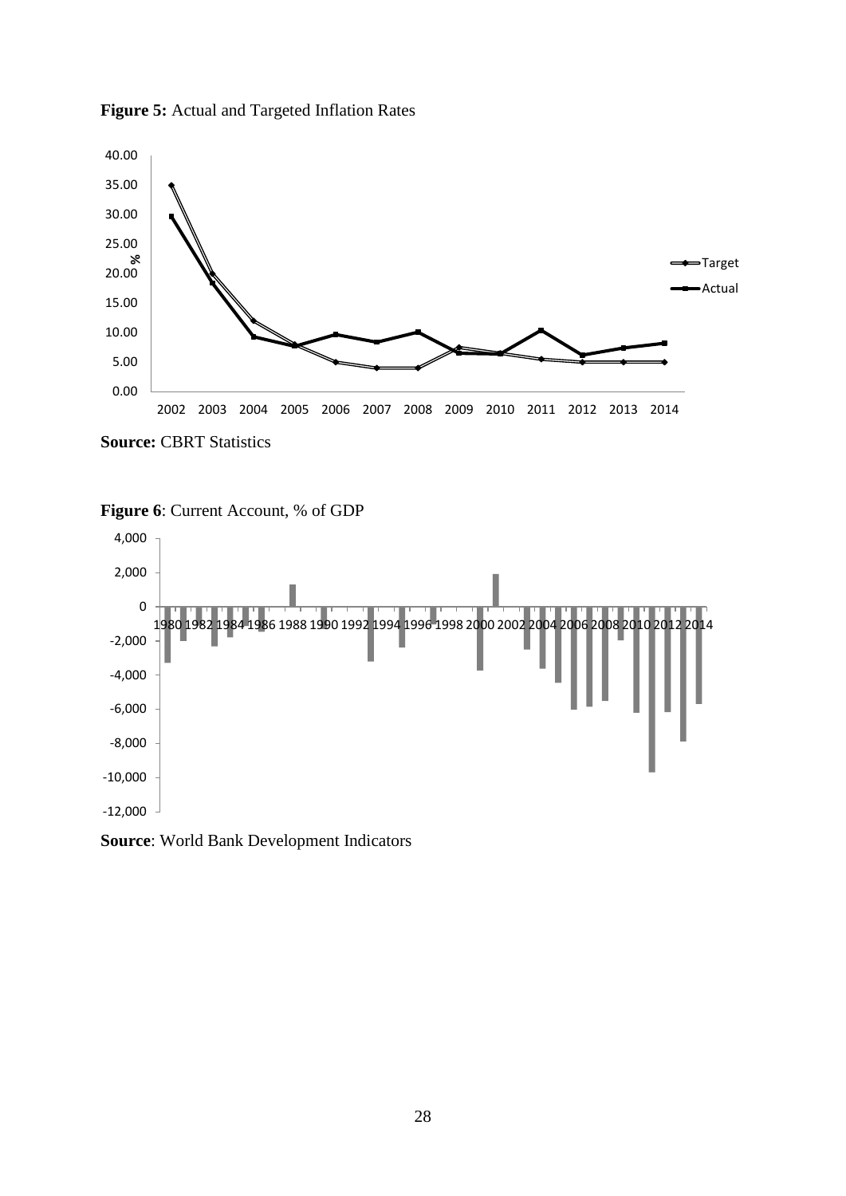**Figure 5:** Actual and Targeted Inflation Rates

**Source:** CBRT Statistics

**Figure 6**: Current Account, % of GDP

**Source**: World Bank Development Indicators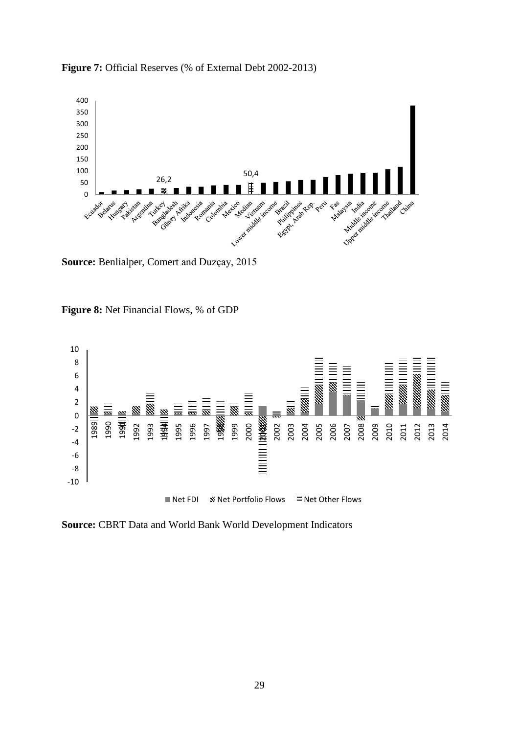**Figure 7:** Official Reserves (% of External Debt 2002-2013)

**Source:** Benlialper, Comert and Duzçay, 2015

**Figure 8:** Net Financial Flows, % of GDP

**Source:** CBRT Data and World Bank World Development Indicators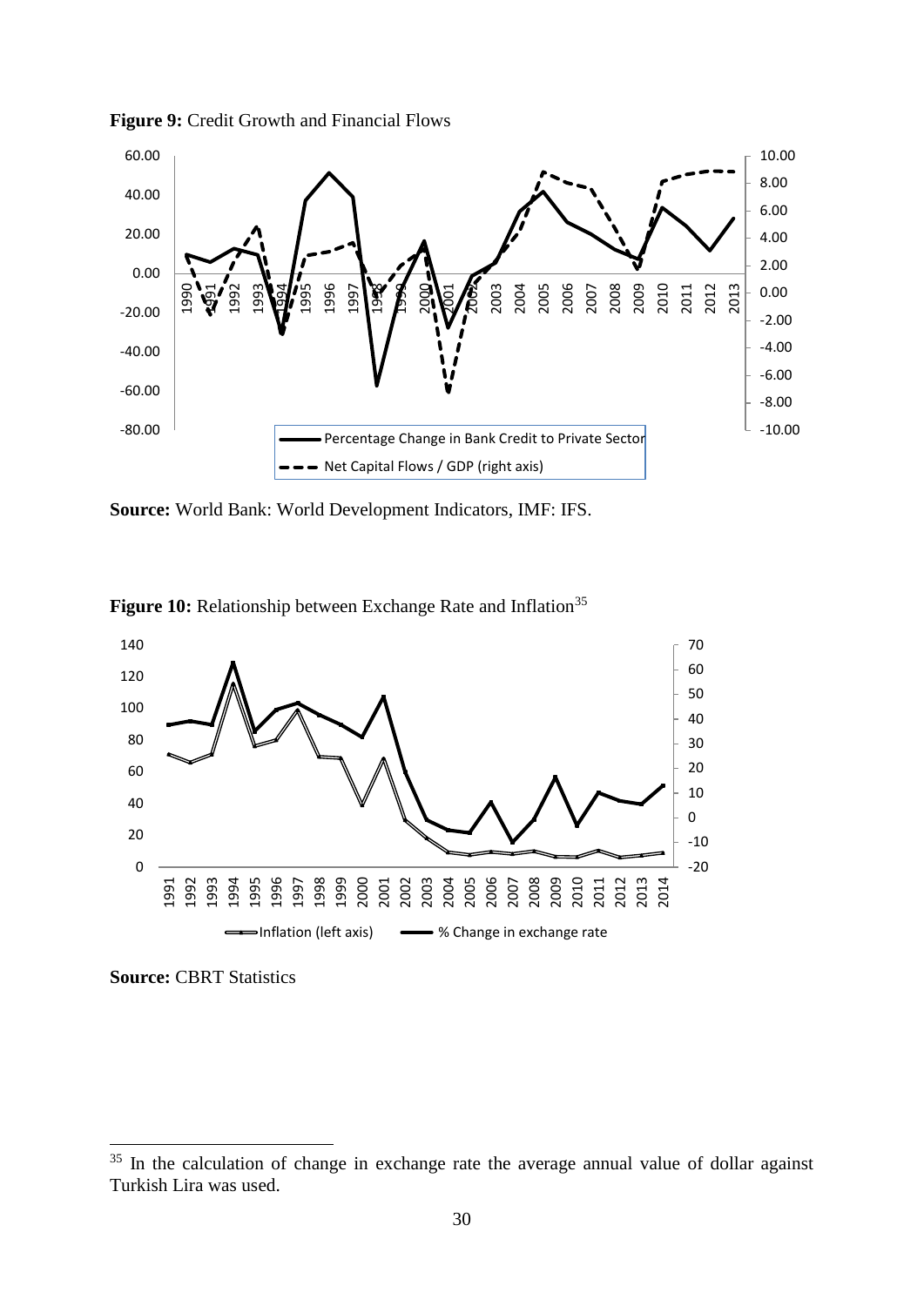**Figure 9:** Credit Growth and Financial Flows

**Source:** World Bank: World Development Indicators, IMF: IFS.

**Figure 10:** Relationship between Exchange Rate and Inflation[35]

**Source:** CBRT Statistics

[35] In the calculation of change in exchange rate the average annual value of dollar against Turkish Lira was used.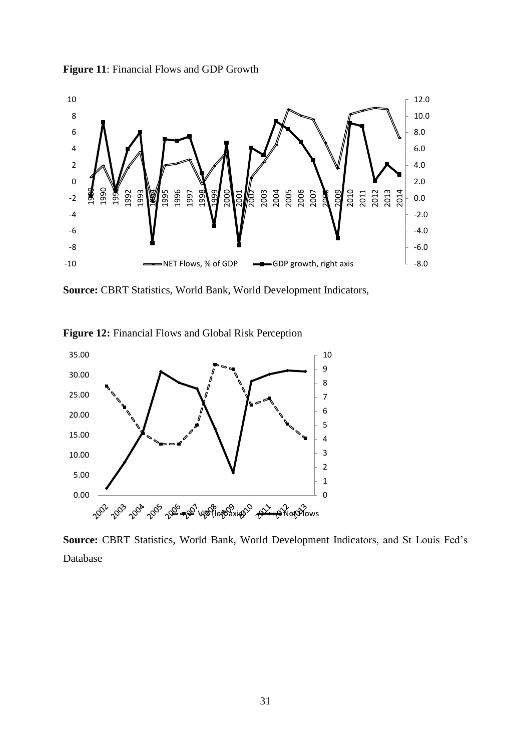**Figure 11**: Financial Flows and GDP Growth

**Source:** CBRT Statistics, World Bank, World Development Indicators,

**Figure 12:** Financial Flows and Global Risk Perception

**Source:** CBRT Statistics, World Bank, World Development Indicators, and St Louis Fed's Database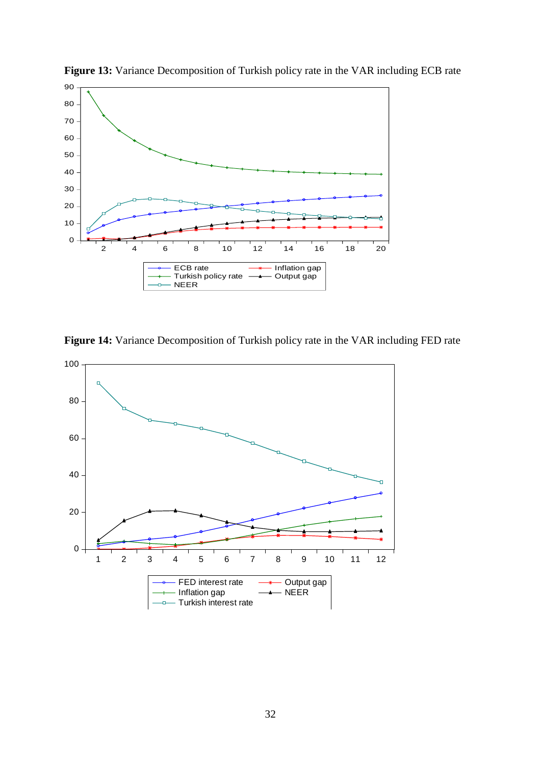**Figure 13:** Variance Decomposition of Turkish policy rate in the VAR including ECB rate

**Figure 14:** Variance Decomposition of Turkish policy rate in the VAR including FED rate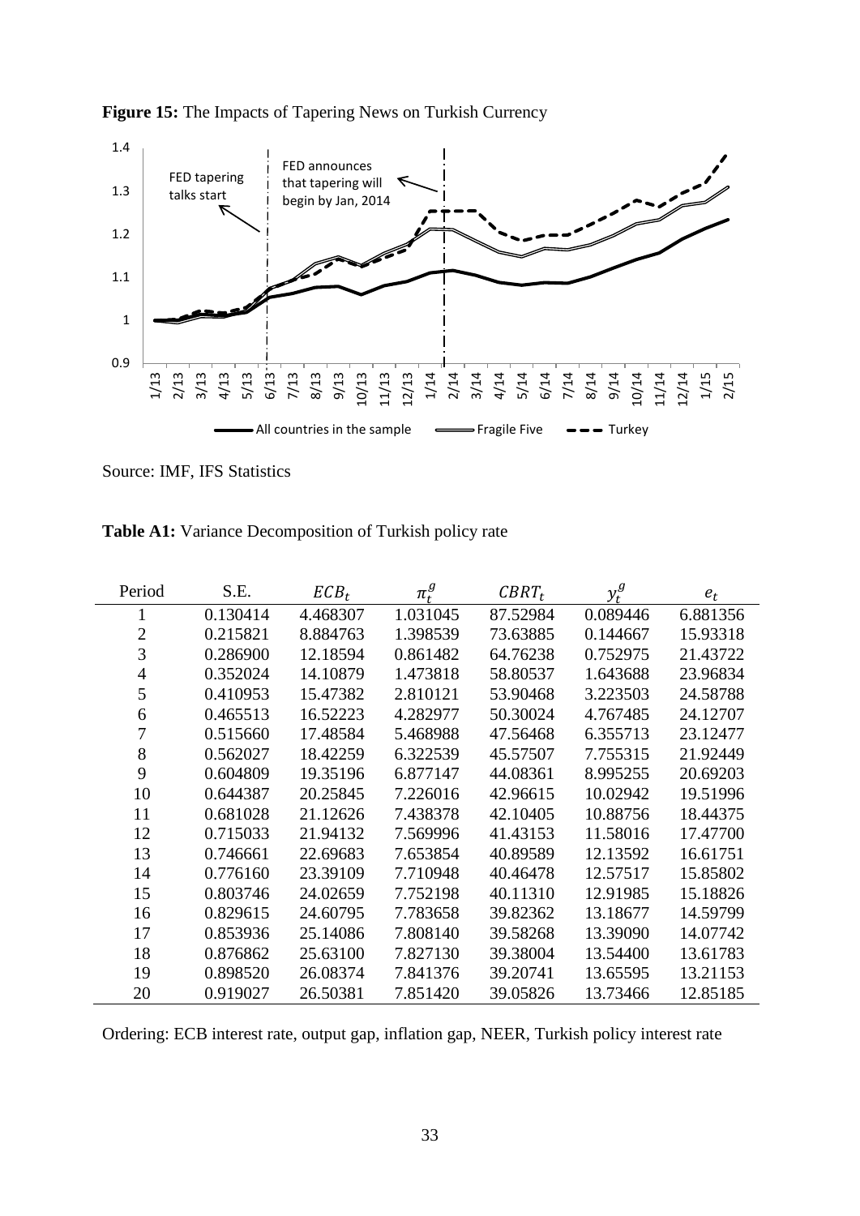**Figure 15:** The Impacts of Tapering News on Turkish Currency

Source: IMF, IFS Statistics

**Table A1:** Variance Decomposition of Turkish policy rate

| Period | S.E. | $ECB_t$ | $\pi_t^g$ | $CBRT_t$ | $y_t^g$ | $e_t$ |
|---|---|---|---|---|---|---|
| 1 | 0.130414 | 4.468307 | 1.031045 | 87.52984 | 0.089446 | 6.881356 |
| 2 | 0.215821 | 8.884763 | 1.398539 | 73.63885 | 0.144667 | 15.93318 |
| 3 | 0.286900 | 12.18594 | 0.861482 | 64.76238 | 0.752975 | 21.43722 |
| 4 | 0.352024 | 14.10879 | 1.473818 | 58.80537 | 1.643688 | 23.96834 |
| 5 | 0.410953 | 15.47382 | 2.810121 | 53.90468 | 3.223503 | 24.58788 |
| 6 | 0.465513 | 16.52223 | 4.282977 | 50.30024 | 4.767485 | 24.12707 |
| 7 | 0.515660 | 17.48584 | 5.468988 | 47.56468 | 6.355713 | 23.12477 |
| 8 | 0.562027 | 18.42259 | 6.322539 | 45.57507 | 7.755315 | 21.92449 |
| 9 | 0.604809 | 19.35196 | 6.877147 | 44.08361 | 8.995255 | 20.69203 |
| 10 | 0.644387 | 20.25845 | 7.226016 | 42.96615 | 10.02942 | 19.51996 |
| 11 | 0.681028 | 21.12626 | 7.438378 | 42.10405 | 10.88756 | 18.44375 |
| 12 | 0.715033 | 21.94132 | 7.569996 | 41.43153 | 11.58016 | 17.47700 |
| 13 | 0.746661 | 22.69683 | 7.653854 | 40.89589 | 12.13592 | 16.61751 |
| 14 | 0.776160 | 23.39109 | 7.710948 | 40.46478 | 12.57517 | 15.85802 |
| 15 | 0.803746 | 24.02659 | 7.752198 | 40.11310 | 12.91985 | 15.18826 |
| 16 | 0.829615 | 24.60795 | 7.783658 | 39.82362 | 13.18677 | 14.59799 |
| 17 | 0.853936 | 25.14086 | 7.808140 | 39.58268 | 13.39090 | 14.07742 |
| 18 | 0.876862 | 25.63100 | 7.827130 | 39.38004 | 13.54400 | 13.61783 |
| 19 | 0.898520 | 26.08374 | 7.841376 | 39.20741 | 13.65595 | 13.21153 |
| 20 | 0.919027 | 26.50381 | 7.851420 | 39.05826 | 13.73466 | 12.85185 |

Ordering: ECB interest rate, output gap, inflation gap, NEER, Turkish policy interest rate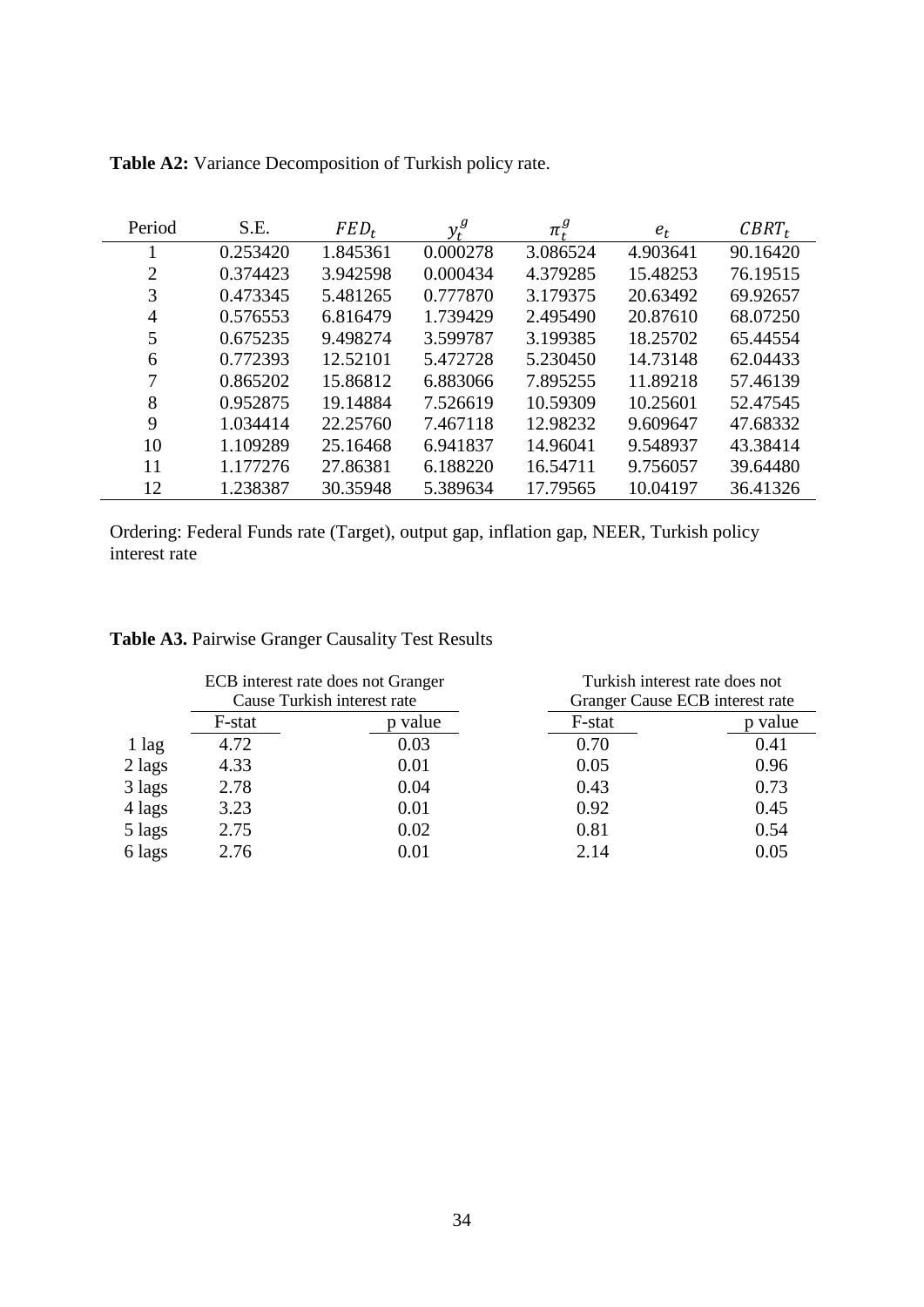**Table A2:** Variance Decomposition of Turkish policy rate.

| Period | S.E. | $FED_t$ | $y_t^g$ | $\pi_t^g$ | $e_t$ | $CBRT_t$ |
|---|---|---|---|---|---|---|
| 1 | 0.253420 | 1.845361 | 0.000278 | 3.086524 | 4.903641 | 90.16420 |
| 2 | 0.374423 | 3.942598 | 0.000434 | 4.379285 | 15.48253 | 76.19515 |
| 3 | 0.473345 | 5.481265 | 0.777870 | 3.179375 | 20.63492 | 69.92657 |
| 4 | 0.576553 | 6.816479 | 1.739429 | 2.495490 | 20.87610 | 68.07250 |
| 5 | 0.675235 | 9.498274 | 3.599787 | 3.199385 | 18.25702 | 65.44554 |
| 6 | 0.772393 | 12.52101 | 5.472728 | 5.230450 | 14.73148 | 62.04433 |
| 7 | 0.865202 | 15.86812 | 6.883066 | 7.895255 | 11.89218 | 57.46139 |
| 8 | 0.952875 | 19.14884 | 7.526619 | 10.59309 | 10.25601 | 52.47545 |
| 9 | 1.034414 | 22.25760 | 7.467118 | 12.98232 | 9.609647 | 47.68332 |
| 10 | 1.109289 | 25.16468 | 6.941837 | 14.96041 | 9.548937 | 43.38414 |
| 11 | 1.177276 | 27.86381 | 6.188220 | 16.54711 | 9.756057 | 39.64480 |
| 12 | 1.238387 | 30.35948 | 5.389634 | 17.79565 | 10.04197 | 36.41326 |

Ordering: Federal Funds rate (Target), output gap, inflation gap, NEER, Turkish policy interest rate

**Table A3.** Pairwise Granger Causality Test Results

| | ECB interest rate does not Granger Cause Turkish interest rate | | Turkish interest rate does not Granger Cause ECB interest rate | |
|---|---|---|---|---|
| | F-stat | p value | F-stat | p value |
| 1 lag | 4.72 | 0.03 | 0.70 | 0.41 |
| 2 lags | 4.33 | 0.01 | 0.05 | 0.96 |
| 3 lags | 2.78 | 0.04 | 0.43 | 0.73 |
| 4 lags | 3.23 | 0.01 | 0.92 | 0.45 |
| 5 lags | 2.75 | 0.02 | 0.81 | 0.54 |
| 6 lags | 2.76 | 0.01 | 2.14 | 0.05 |